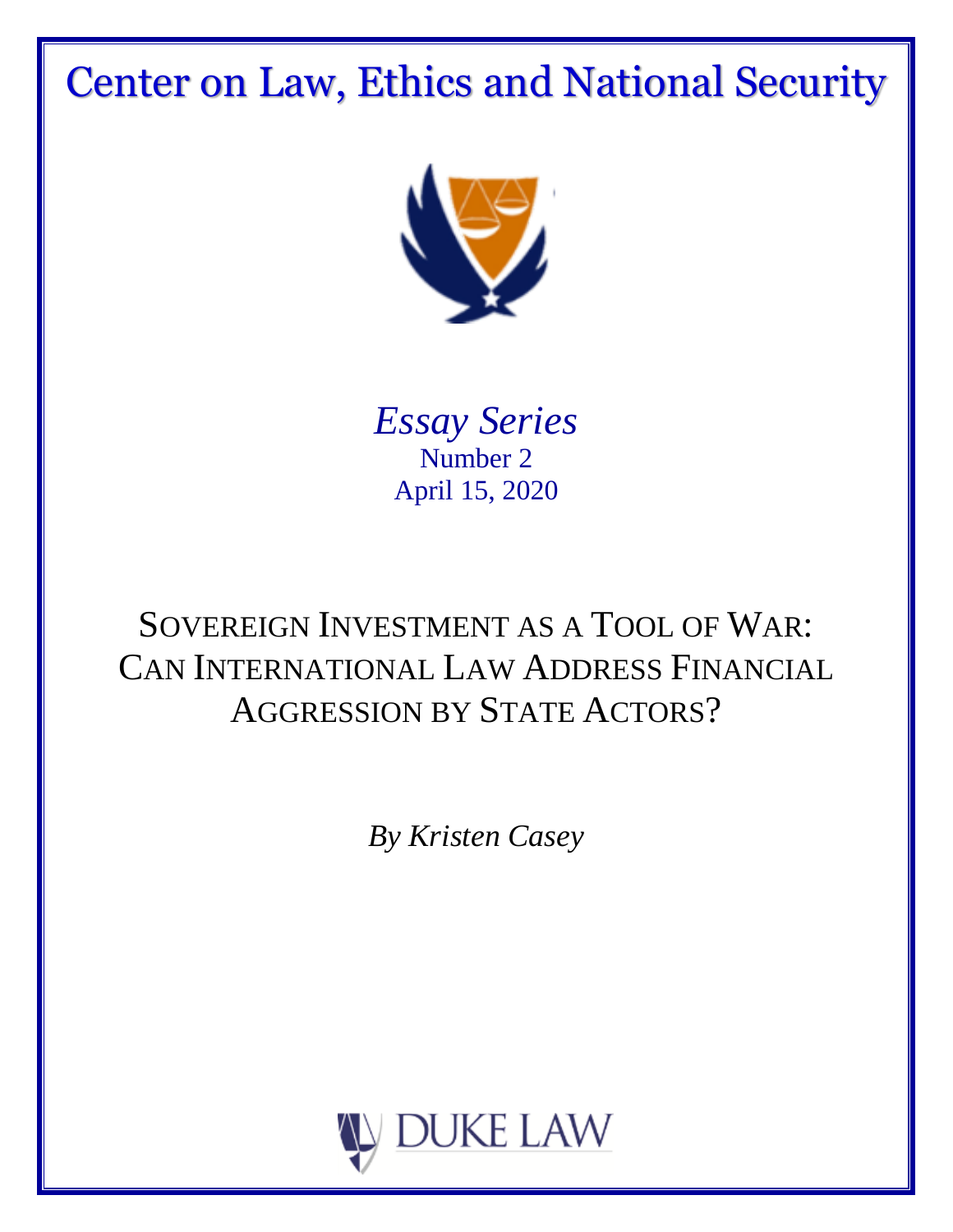# Center on Law, Ethics and National Security

*Essay Series*
Number 2
April 15, 2020

## SOVEREIGN INVESTMENT AS A TOOL OF WAR: CAN INTERNATIONAL LAW ADDRESS FINANCIAL AGGRESSION BY STATE ACTORS?

*By Kristen Casey*

DUKE LAW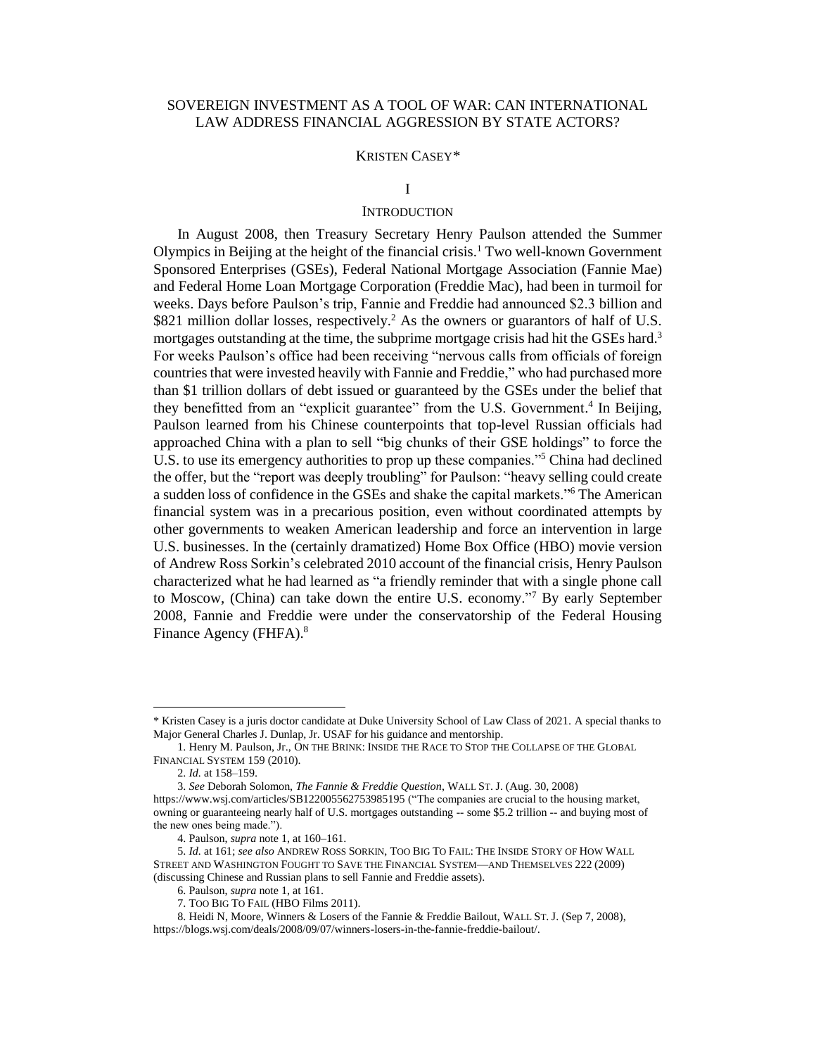# SOVEREIGN INVESTMENT AS A TOOL OF WAR: CAN INTERNATIONAL LAW ADDRESS FINANCIAL AGGRESSION BY STATE ACTORS?

KRISTEN CASEY*

## I

## INTRODUCTION

In August 2008, then Treasury Secretary Henry Paulson attended the Summer Olympics in Beijing at the height of the financial crisis.[1] Two well-known Government Sponsored Enterprises (GSEs), Federal National Mortgage Association (Fannie Mae) and Federal Home Loan Mortgage Corporation (Freddie Mac), had been in turmoil for weeks. Days before Paulson's trip, Fannie and Freddie had announced $2.3 billion and $821 million dollar losses, respectively.[2] As the owners or guarantors of half of U.S. mortgages outstanding at the time, the subprime mortgage crisis had hit the GSEs hard.[3] For weeks Paulson's office had been receiving "nervous calls from officials of foreign countries that were invested heavily with Fannie and Freddie," who had purchased more than $1 trillion dollars of debt issued or guaranteed by the GSEs under the belief that they benefitted from an "explicit guarantee" from the U.S. Government.[4] In Beijing, Paulson learned from his Chinese counterpoints that top-level Russian officials had approached China with a plan to sell "big chunks of their GSE holdings" to force the U.S. to use its emergency authorities to prop up these companies."[5] China had declined the offer, but the "report was deeply troubling" for Paulson: "heavy selling could create a sudden loss of confidence in the GSEs and shake the capital markets."[6] The American financial system was in a precarious position, even without coordinated attempts by other governments to weaken American leadership and force an intervention in large U.S. businesses. In the (certainly dramatized) Home Box Office (HBO) movie version of Andrew Ross Sorkin's celebrated 2010 account of the financial crisis, Henry Paulson characterized what he had learned as "a friendly reminder that with a single phone call to Moscow, (China) can take down the entire U.S. economy."[7] By early September 2008, Fannie and Freddie were under the conservatorship of the Federal Housing Finance Agency (FHFA).[8]

---

* Kristen Casey is a juris doctor candidate at Duke University School of Law Class of 2021. A special thanks to Major General Charles J. Dunlap, Jr. USAF for his guidance and mentorship.

1. Henry M. Paulson, Jr., ON THE BRINK: INSIDE THE RACE TO STOP THE COLLAPSE OF THE GLOBAL FINANCIAL SYSTEM 159 (2010).

2. *Id.* at 158–159.

3. *See* Deborah Solomon, *The Fannie & Freddie Question*, WALL ST. J. (Aug. 30, 2008) https://www.wsj.com/articles/SB122005562753985195 ("The companies are crucial to the housing market, owning or guaranteeing nearly half of U.S. mortgages outstanding -- some $5.2 trillion -- and buying most of the new ones being made.").

4. Paulson, *supra* note 1, at 160–161.

5. *Id.* at 161; *see also* ANDREW ROSS SORKIN, TOO BIG TO FAIL: THE INSIDE STORY OF HOW WALL STREET AND WASHINGTON FOUGHT TO SAVE THE FINANCIAL SYSTEM—AND THEMSELVES 222 (2009) (discussing Chinese and Russian plans to sell Fannie and Freddie assets).

6. Paulson, *supra* note 1, at 161.

7. TOO BIG TO FAIL (HBO Films 2011).

8. Heidi N, Moore, Winners & Losers of the Fannie & Freddie Bailout, WALL ST. J. (Sep 7, 2008), https://blogs.wsj.com/deals/2008/09/07/winners-losers-in-the-fannie-freddie-bailout/.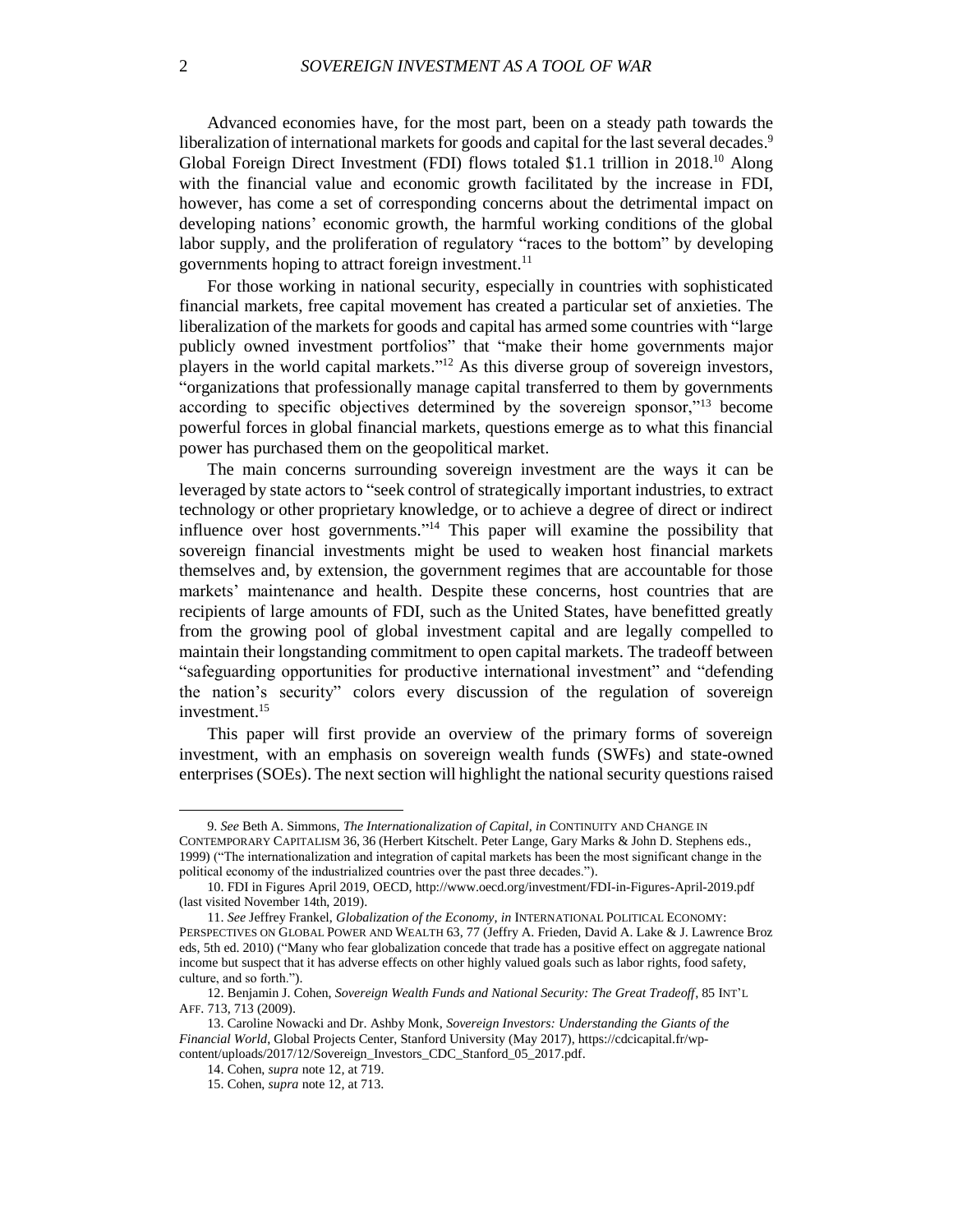Advanced economies have, for the most part, been on a steady path towards the liberalization of international markets for goods and capital for the last several decades.[9] Global Foreign Direct Investment (FDI) flows totaled $1.1 trillion in 2018.[10] Along with the financial value and economic growth facilitated by the increase in FDI, however, has come a set of corresponding concerns about the detrimental impact on developing nations' economic growth, the harmful working conditions of the global labor supply, and the proliferation of regulatory "races to the bottom" by developing governments hoping to attract foreign investment.[11]

For those working in national security, especially in countries with sophisticated financial markets, free capital movement has created a particular set of anxieties. The liberalization of the markets for goods and capital has armed some countries with "large publicly owned investment portfolios" that "make their home governments major players in the world capital markets."[12] As this diverse group of sovereign investors, "organizations that professionally manage capital transferred to them by governments according to specific objectives determined by the sovereign sponsor,"[13] become powerful forces in global financial markets, questions emerge as to what this financial power has purchased them on the geopolitical market.

The main concerns surrounding sovereign investment are the ways it can be leveraged by state actors to "seek control of strategically important industries, to extract technology or other proprietary knowledge, or to achieve a degree of direct or indirect influence over host governments."[14] This paper will examine the possibility that sovereign financial investments might be used to weaken host financial markets themselves and, by extension, the government regimes that are accountable for those markets' maintenance and health. Despite these concerns, host countries that are recipients of large amounts of FDI, such as the United States, have benefitted greatly from the growing pool of global investment capital and are legally compelled to maintain their longstanding commitment to open capital markets. The tradeoff between "safeguarding opportunities for productive international investment" and "defending the nation's security" colors every discussion of the regulation of sovereign investment.[15]

This paper will first provide an overview of the primary forms of sovereign investment, with an emphasis on sovereign wealth funds (SWFs) and state-owned enterprises (SOEs). The next section will highlight the national security questions raised

---

9. *See* Beth A. Simmons, *The Internationalization of Capital*, *in* CONTINUITY AND CHANGE IN CONTEMPORARY CAPITALISM 36, 36 (Herbert Kitschelt. Peter Lange, Gary Marks & John D. Stephens eds., 1999) ("The internationalization and integration of capital markets has been the most significant change in the political economy of the industrialized countries over the past three decades.").

10. FDI in Figures April 2019, OECD, http://www.oecd.org/investment/FDI-in-Figures-April-2019.pdf (last visited November 14th, 2019).

11. *See* Jeffrey Frankel, *Globalization of the Economy*, *in* INTERNATIONAL POLITICAL ECONOMY: PERSPECTIVES ON GLOBAL POWER AND WEALTH 63, 77 (Jeffry A. Frieden, David A. Lake & J. Lawrence Broz eds, 5th ed. 2010) ("Many who fear globalization concede that trade has a positive effect on aggregate national income but suspect that it has adverse effects on other highly valued goals such as labor rights, food safety, culture, and so forth.").

12. Benjamin J. Cohen, *Sovereign Wealth Funds and National Security: The Great Tradeoff*, 85 INT'L AFF. 713, 713 (2009).

13. Caroline Nowacki and Dr. Ashby Monk, *Sovereign Investors: Understanding the Giants of the Financial World*, Global Projects Center, Stanford University (May 2017), https://cdcicapital.fr/wp-content/uploads/2017/12/Sovereign_Investors_CDC_Stanford_05_2017.pdf.

14. Cohen, *supra* note 12, at 719.

15. Cohen, *supra* note 12, at 713.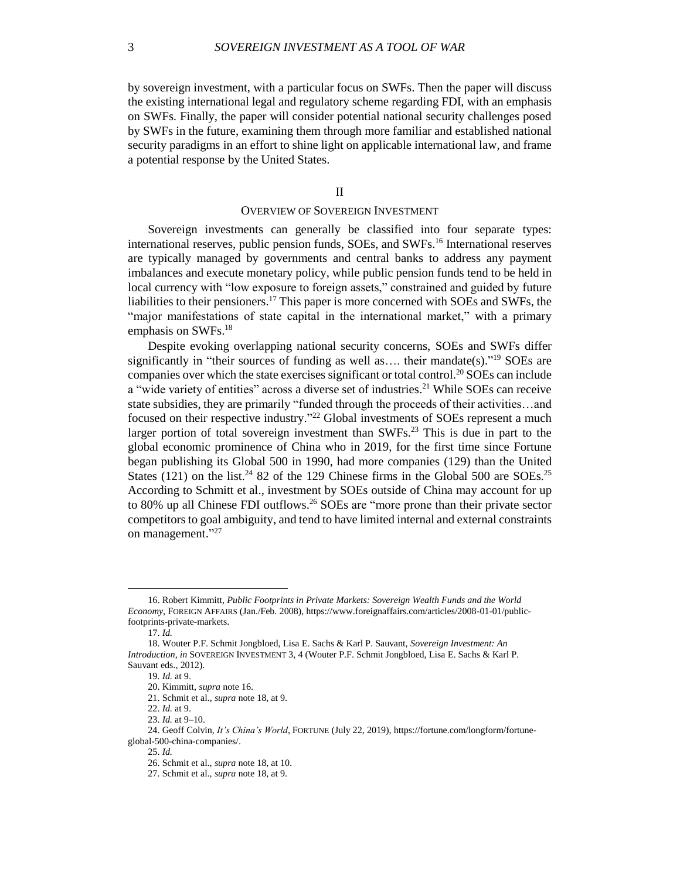by sovereign investment, with a particular focus on SWFs. Then the paper will discuss the existing international legal and regulatory scheme regarding FDI, with an emphasis on SWFs. Finally, the paper will consider potential national security challenges posed by SWFs in the future, examining them through more familiar and established national security paradigms in an effort to shine light on applicable international law, and frame a potential response by the United States.

## II

## OVERVIEW OF SOVEREIGN INVESTMENT

Sovereign investments can generally be classified into four separate types: international reserves, public pension funds, SOEs, and SWFs.[16] International reserves are typically managed by governments and central banks to address any payment imbalances and execute monetary policy, while public pension funds tend to be held in local currency with "low exposure to foreign assets," constrained and guided by future liabilities to their pensioners.[17] This paper is more concerned with SOEs and SWFs, the "major manifestations of state capital in the international market," with a primary emphasis on SWFs.[18]

Despite evoking overlapping national security concerns, SOEs and SWFs differ significantly in "their sources of funding as well as…. their mandate(s)."[19] SOEs are companies over which the state exercises significant or total control.[20] SOEs can include a "wide variety of entities" across a diverse set of industries.[21] While SOEs can receive state subsidies, they are primarily "funded through the proceeds of their activities…and focused on their respective industry."[22] Global investments of SOEs represent a much larger portion of total sovereign investment than SWFs.[23] This is due in part to the global economic prominence of China who in 2019, for the first time since Fortune began publishing its Global 500 in 1990, had more companies (129) than the United States (121) on the list.[24] 82 of the 129 Chinese firms in the Global 500 are SOEs.[25] According to Schmitt et al., investment by SOEs outside of China may account for up to 80% up all Chinese FDI outflows.[26] SOEs are "more prone than their private sector competitors to goal ambiguity, and tend to have limited internal and external constraints on management."[27]

---

16. Robert Kimmitt, *Public Footprints in Private Markets: Sovereign Wealth Funds and the World Economy*, FOREIGN AFFAIRS (Jan./Feb. 2008), https://www.foreignaffairs.com/articles/2008-01-01/public-footprints-private-markets.

17. *Id.*

18. Wouter P.F. Schmit Jongbloed, Lisa E. Sachs & Karl P. Sauvant, *Sovereign Investment: An Introduction*, *in* SOVEREIGN INVESTMENT 3, 4 (Wouter P.F. Schmit Jongbloed, Lisa E. Sachs & Karl P. Sauvant eds., 2012).

19. *Id.* at 9.

20. Kimmitt, *supra* note 16.

21. Schmit et al., *supra* note 18, at 9.

22. *Id.* at 9.

23. *Id.* at 9–10.

24. Geoff Colvin, *It's China's World*, FORTUNE (July 22, 2019), https://fortune.com/longform/fortune-global-500-china-companies/.

25. *Id.*

26. Schmit et al., *supra* note 18, at 10.

27. Schmit et al., *supra* note 18, at 9.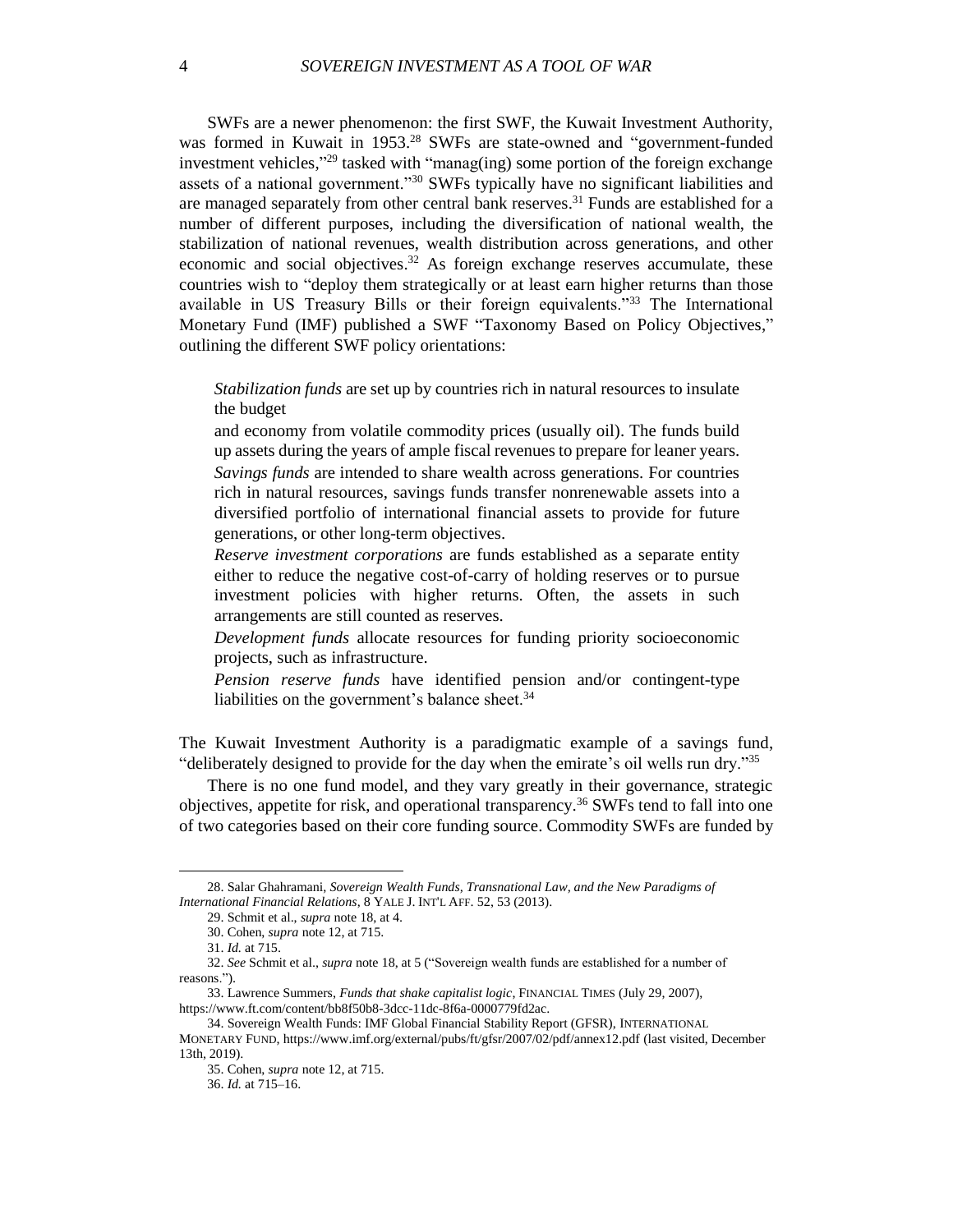SWFs are a newer phenomenon: the first SWF, the Kuwait Investment Authority, was formed in Kuwait in 1953.[28] SWFs are state-owned and "government-funded investment vehicles,"[29] tasked with "manag(ing) some portion of the foreign exchange assets of a national government."[30] SWFs typically have no significant liabilities and are managed separately from other central bank reserves.[31] Funds are established for a number of different purposes, including the diversification of national wealth, the stabilization of national revenues, wealth distribution across generations, and other economic and social objectives.[32] As foreign exchange reserves accumulate, these countries wish to "deploy them strategically or at least earn higher returns than those available in US Treasury Bills or their foreign equivalents."[33] The International Monetary Fund (IMF) published a SWF "Taxonomy Based on Policy Objectives," outlining the different SWF policy orientations:

> *Stabilization funds* are set up by countries rich in natural resources to insulate the budget
>
> and economy from volatile commodity prices (usually oil). The funds build up assets during the years of ample fiscal revenues to prepare for leaner years.
>
> *Savings funds* are intended to share wealth across generations. For countries rich in natural resources, savings funds transfer nonrenewable assets into a diversified portfolio of international financial assets to provide for future generations, or other long-term objectives.
>
> *Reserve investment corporations* are funds established as a separate entity either to reduce the negative cost-of-carry of holding reserves or to pursue investment policies with higher returns. Often, the assets in such arrangements are still counted as reserves.
>
> *Development funds* allocate resources for funding priority socioeconomic projects, such as infrastructure.
>
> *Pension reserve funds* have identified pension and/or contingent-type liabilities on the government's balance sheet.[34]

The Kuwait Investment Authority is a paradigmatic example of a savings fund, "deliberately designed to provide for the day when the emirate's oil wells run dry."[35]

There is no one fund model, and they vary greatly in their governance, strategic objectives, appetite for risk, and operational transparency.[36] SWFs tend to fall into one of two categories based on their core funding source. Commodity SWFs are funded by

---

28. Salar Ghahramani, *Sovereign Wealth Funds, Transnational Law, and the New Paradigms of International Financial Relations*, 8 YALE J. INT'L AFF. 52, 53 (2013).

29. Schmit et al., *supra* note 18, at 4.

30. Cohen, *supra* note 12, at 715.

31. *Id.* at 715.

32. *See* Schmit et al., *supra* note 18, at 5 ("Sovereign wealth funds are established for a number of reasons.").

33. Lawrence Summers, *Funds that shake capitalist logic*, FINANCIAL TIMES (July 29, 2007), https://www.ft.com/content/bb8f50b8-3dcc-11dc-8f6a-0000779fd2ac.

34. Sovereign Wealth Funds: IMF Global Financial Stability Report (GFSR), INTERNATIONAL MONETARY FUND, https://www.imf.org/external/pubs/ft/gfsr/2007/02/pdf/annex12.pdf (last visited, December 13th, 2019).

35. Cohen, *supra* note 12, at 715.

36. *Id.* at 715–16.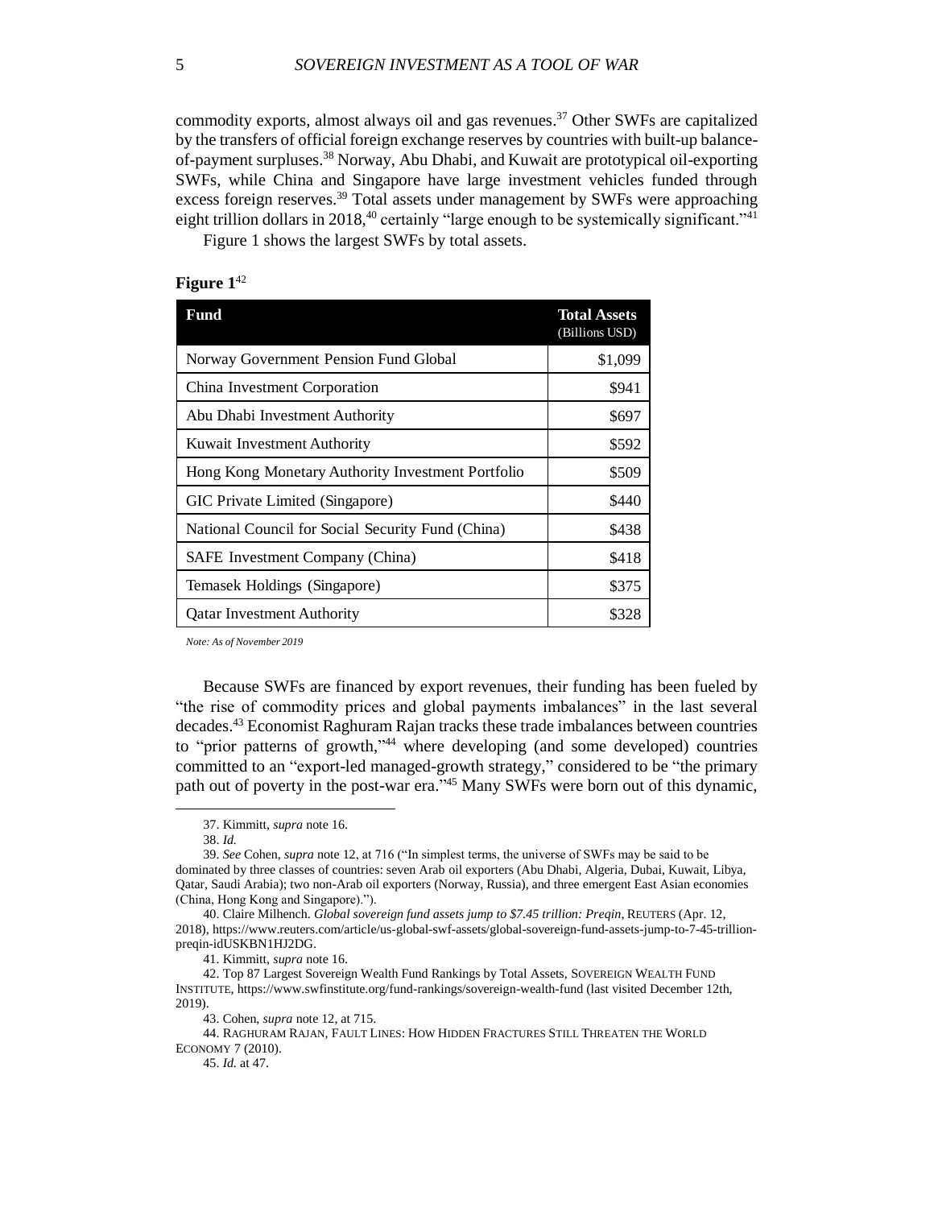commodity exports, almost always oil and gas revenues.[37] Other SWFs are capitalized by the transfers of official foreign exchange reserves by countries with built-up balance-of-payment surpluses.[38] Norway, Abu Dhabi, and Kuwait are prototypical oil-exporting SWFs, while China and Singapore have large investment vehicles funded through excess foreign reserves.[39] Total assets under management by SWFs were approaching eight trillion dollars in 2018,[40] certainly "large enough to be systemically significant."[41]

Figure 1 shows the largest SWFs by total assets.

**Figure 1**[42]

| Fund | Total Assets (Billions USD) |
|---|---:|
| Norway Government Pension Fund Global | $1,099 |
| China Investment Corporation | $941 |
| Abu Dhabi Investment Authority | $697 |
| Kuwait Investment Authority | $592 |
| Hong Kong Monetary Authority Investment Portfolio | $509 |
| GIC Private Limited (Singapore) | $440 |
| National Council for Social Security Fund (China) | $438 |
| SAFE Investment Company (China) | $418 |
| Temasek Holdings (Singapore) | $375 |
| Qatar Investment Authority | $328 |

*Note: As of November 2019*

Because SWFs are financed by export revenues, their funding has been fueled by "the rise of commodity prices and global payments imbalances" in the last several decades.[43] Economist Raghuram Rajan tracks these trade imbalances between countries to "prior patterns of growth,"[44] where developing (and some developed) countries committed to an "export-led managed-growth strategy," considered to be "the primary path out of poverty in the post-war era."[45] Many SWFs were born out of this dynamic,

---

37. Kimmitt, *supra* note 16.

38. *Id.*

39. *See* Cohen, *supra* note 12, at 716 ("In simplest terms, the universe of SWFs may be said to be dominated by three classes of countries: seven Arab oil exporters (Abu Dhabi, Algeria, Dubai, Kuwait, Libya, Qatar, Saudi Arabia); two non-Arab oil exporters (Norway, Russia), and three emergent East Asian economies (China, Hong Kong and Singapore).").

40. Claire Milhench. *Global sovereign fund assets jump to $7.45 trillion: Preqin*, REUTERS (Apr. 12, 2018), https://www.reuters.com/article/us-global-swf-assets/global-sovereign-fund-assets-jump-to-7-45-trillion-preqin-idUSKBN1HJ2DG.

41. Kimmitt, *supra* note 16.

42. Top 87 Largest Sovereign Wealth Fund Rankings by Total Assets, SOVEREIGN WEALTH FUND INSTITUTE, https://www.swfinstitute.org/fund-rankings/sovereign-wealth-fund (last visited December 12th, 2019).

43. Cohen, *supra* note 12, at 715.

44. RAGHURAM RAJAN, FAULT LINES: HOW HIDDEN FRACTURES STILL THREATEN THE WORLD ECONOMY 7 (2010).

45. *Id.* at 47.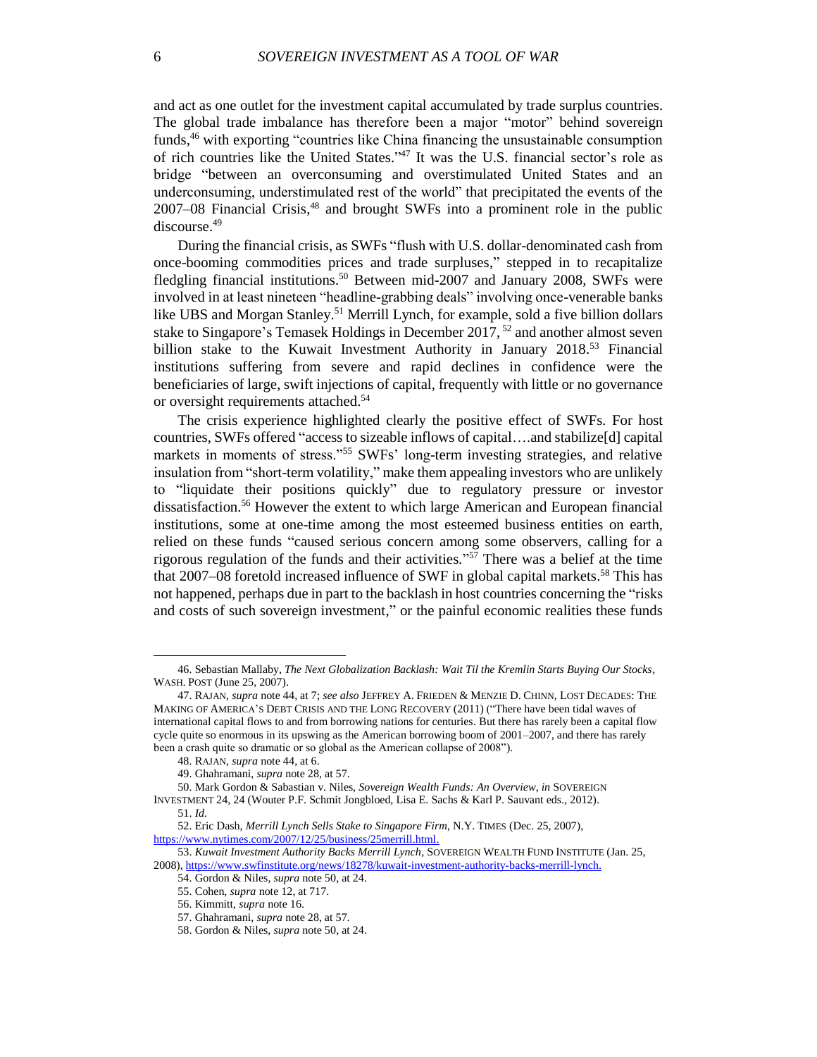and act as one outlet for the investment capital accumulated by trade surplus countries. The global trade imbalance has therefore been a major "motor" behind sovereign funds,[46] with exporting "countries like China financing the unsustainable consumption of rich countries like the United States."[47] It was the U.S. financial sector's role as bridge "between an overconsuming and overstimulated United States and an underconsuming, understimulated rest of the world" that precipitated the events of the 2007–08 Financial Crisis,[48] and brought SWFs into a prominent role in the public discourse.[49]

During the financial crisis, as SWFs "flush with U.S. dollar-denominated cash from once-booming commodities prices and trade surpluses," stepped in to recapitalize fledgling financial institutions.[50] Between mid-2007 and January 2008, SWFs were involved in at least nineteen "headline-grabbing deals" involving once-venerable banks like UBS and Morgan Stanley.[51] Merrill Lynch, for example, sold a five billion dollars stake to Singapore's Temasek Holdings in December 2017,[52] and another almost seven billion stake to the Kuwait Investment Authority in January 2018.[53] Financial institutions suffering from severe and rapid declines in confidence were the beneficiaries of large, swift injections of capital, frequently with little or no governance or oversight requirements attached.[54]

The crisis experience highlighted clearly the positive effect of SWFs. For host countries, SWFs offered "access to sizeable inflows of capital….and stabilize[d] capital markets in moments of stress."[55] SWFs' long-term investing strategies, and relative insulation from "short-term volatility," make them appealing investors who are unlikely to "liquidate their positions quickly" due to regulatory pressure or investor dissatisfaction.[56] However the extent to which large American and European financial institutions, some at one-time among the most esteemed business entities on earth, relied on these funds "caused serious concern among some observers, calling for a rigorous regulation of the funds and their activities."[57] There was a belief at the time that 2007–08 foretold increased influence of SWF in global capital markets.[58] This has not happened, perhaps due in part to the backlash in host countries concerning the "risks and costs of such sovereign investment," or the painful economic realities these funds

---

46. Sebastian Mallaby, *The Next Globalization Backlash: Wait Til the Kremlin Starts Buying Our Stocks*, WASH. POST (June 25, 2007).

47. RAJAN, *supra* note 44, at 7; *see also* JEFFREY A. FRIEDEN & MENZIE D. CHINN, LOST DECADES: THE MAKING OF AMERICA'S DEBT CRISIS AND THE LONG RECOVERY (2011) ("There have been tidal waves of international capital flows to and from borrowing nations for centuries. But there has rarely been a capital flow cycle quite so enormous in its upswing as the American borrowing boom of 2001–2007, and there has rarely been a crash quite so dramatic or so global as the American collapse of 2008").

48. RAJAN, *supra* note 44, at 6.

49. Ghahramani, *supra* note 28, at 57.

50. Mark Gordon & Sabastian v. Niles, *Sovereign Wealth Funds: An Overview*, *in* SOVEREIGN INVESTMENT 24, 24 (Wouter P.F. Schmit Jongbloed, Lisa E. Sachs & Karl P. Sauvant eds., 2012).

51. *Id.*

52. Eric Dash, *Merrill Lynch Sells Stake to Singapore Firm*, N.Y. TIMES (Dec. 25, 2007), https://www.nytimes.com/2007/12/25/business/25merrill.html.

53. *Kuwait Investment Authority Backs Merrill Lynch*, SOVEREIGN WEALTH FUND INSTITUTE (Jan. 25, 2008), https://www.swfinstitute.org/news/18278/kuwait-investment-authority-backs-merrill-lynch.

54. Gordon & Niles, *supra* note 50, at 24.

55. Cohen, *supra* note 12, at 717.

56. Kimmitt, *supra* note 16.

57. Ghahramani, *supra* note 28, at 57.

58. Gordon & Niles, *supra* note 50, at 24.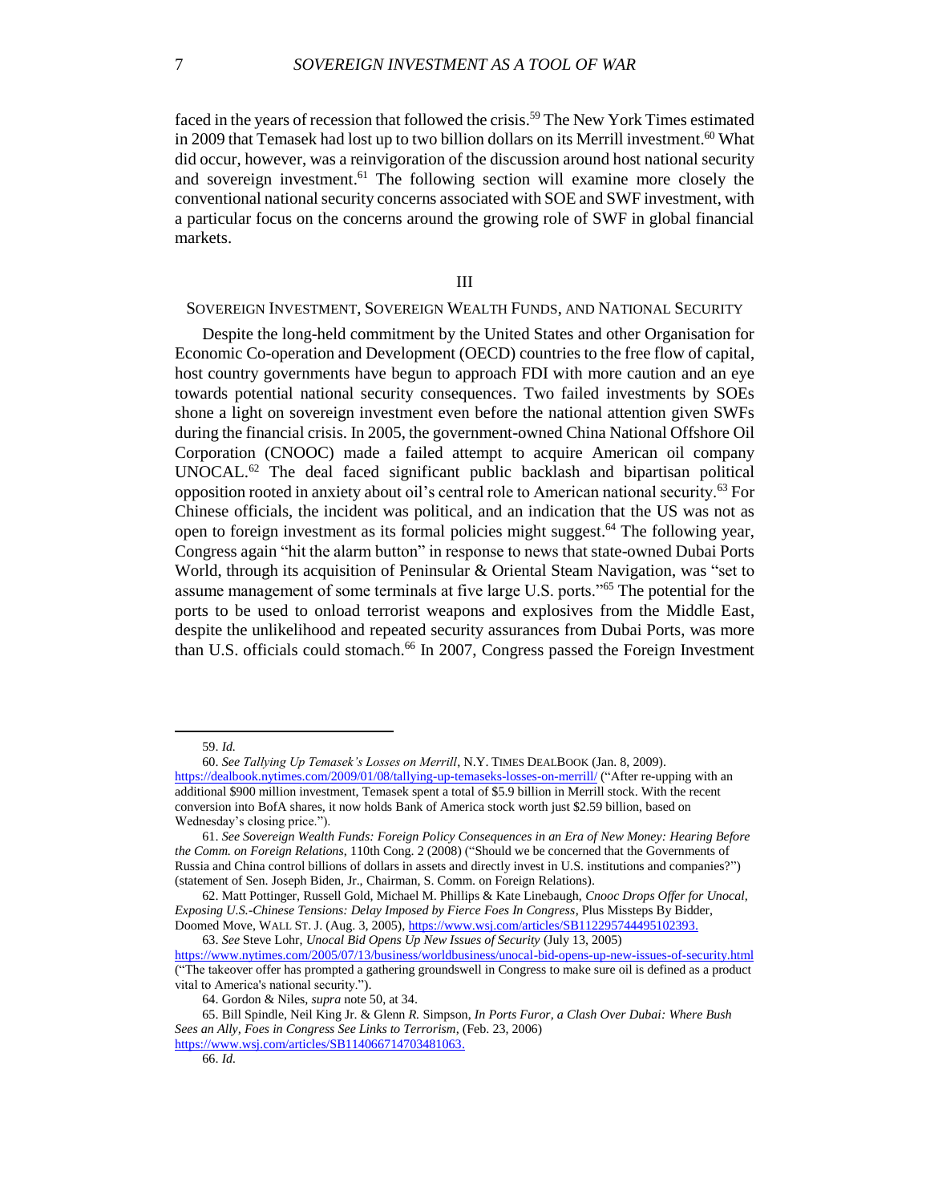faced in the years of recession that followed the crisis.[59] The New York Times estimated in 2009 that Temasek had lost up to two billion dollars on its Merrill investment.[60] What did occur, however, was a reinvigoration of the discussion around host national security and sovereign investment.[61] The following section will examine more closely the conventional national security concerns associated with SOE and SWF investment, with a particular focus on the concerns around the growing role of SWF in global financial markets.

## III

## SOVEREIGN INVESTMENT, SOVEREIGN WEALTH FUNDS, AND NATIONAL SECURITY

Despite the long-held commitment by the United States and other Organisation for Economic Co-operation and Development (OECD) countries to the free flow of capital, host country governments have begun to approach FDI with more caution and an eye towards potential national security consequences. Two failed investments by SOEs shone a light on sovereign investment even before the national attention given SWFs during the financial crisis. In 2005, the government-owned China National Offshore Oil Corporation (CNOOC) made a failed attempt to acquire American oil company UNOCAL.[62] The deal faced significant public backlash and bipartisan political opposition rooted in anxiety about oil's central role to American national security.[63] For Chinese officials, the incident was political, and an indication that the US was not as open to foreign investment as its formal policies might suggest.[64] The following year, Congress again "hit the alarm button" in response to news that state-owned Dubai Ports World, through its acquisition of Peninsular & Oriental Steam Navigation, was "set to assume management of some terminals at five large U.S. ports."[65] The potential for the ports to be used to onload terrorist weapons and explosives from the Middle East, despite the unlikelihood and repeated security assurances from Dubai Ports, was more than U.S. officials could stomach.[66] In 2007, Congress passed the Foreign Investment

---

59. *Id.*

60. *See Tallying Up Temasek's Losses on Merrill*, N.Y. TIMES DEALBOOK (Jan. 8, 2009). https://dealbook.nytimes.com/2009/01/08/tallying-up-temaseks-losses-on-merrill/ ("After re-upping with an additional $900 million investment, Temasek spent a total of $5.9 billion in Merrill stock. With the recent conversion into BofA shares, it now holds Bank of America stock worth just $2.59 billion, based on Wednesday's closing price.").

61. *See Sovereign Wealth Funds: Foreign Policy Consequences in an Era of New Money: Hearing Before the Comm. on Foreign Relations*, 110th Cong. 2 (2008) ("Should we be concerned that the Governments of Russia and China control billions of dollars in assets and directly invest in U.S. institutions and companies?") (statement of Sen. Joseph Biden, Jr., Chairman, S. Comm. on Foreign Relations).

62. Matt Pottinger, Russell Gold, Michael M. Phillips & Kate Linebaugh, *Cnooc Drops Offer for Unocal, Exposing U.S.-Chinese Tensions: Delay Imposed by Fierce Foes In Congress*, Plus Missteps By Bidder, Doomed Move, WALL ST. J. (Aug. 3, 2005), https://www.wsj.com/articles/SB112295744495102393.

63. *See* Steve Lohr, *Unocal Bid Opens Up New Issues of Security* (July 13, 2005) https://www.nytimes.com/2005/07/13/business/worldbusiness/unocal-bid-opens-up-new-issues-of-security.html ("The takeover offer has prompted a gathering groundswell in Congress to make sure oil is defined as a product vital to America's national security.").

64. Gordon & Niles, *supra* note 50, at 34.

65. Bill Spindle, Neil King Jr. & Glenn *R.* Simpson, *In Ports Furor, a Clash Over Dubai: Where Bush Sees an Ally, Foes in Congress See Links to Terrorism*, (Feb. 23, 2006) https://www.wsj.com/articles/SB114066714703481063.

66. *Id.*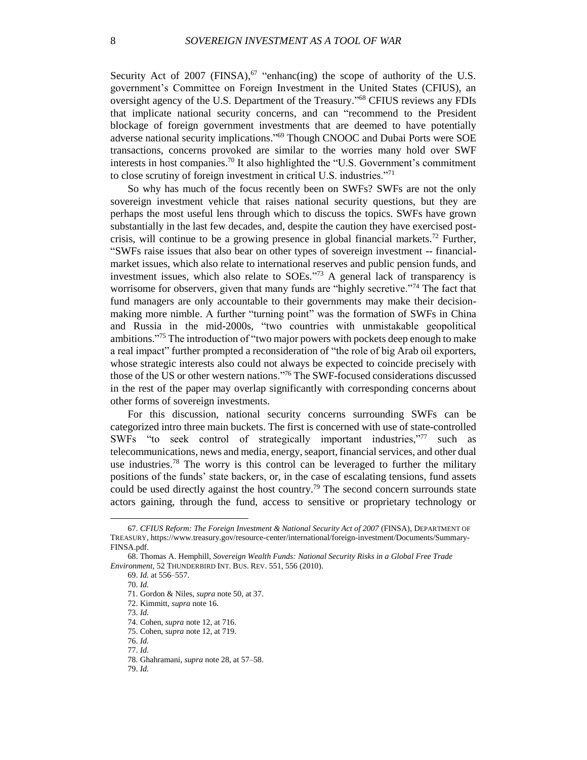Security Act of 2007 (FINSA),[67] "enhanc(ing) the scope of authority of the U.S. government's Committee on Foreign Investment in the United States (CFIUS), an oversight agency of the U.S. Department of the Treasury."[68] CFIUS reviews any FDIs that implicate national security concerns, and can "recommend to the President blockage of foreign government investments that are deemed to have potentially adverse national security implications."[69] Though CNOOC and Dubai Ports were SOE transactions, concerns provoked are similar to the worries many hold over SWF interests in host companies.[70] It also highlighted the "U.S. Government's commitment to close scrutiny of foreign investment in critical U.S. industries."[71]

So why has much of the focus recently been on SWFs? SWFs are not the only sovereign investment vehicle that raises national security questions, but they are perhaps the most useful lens through which to discuss the topics. SWFs have grown substantially in the last few decades, and, despite the caution they have exercised post-crisis, will continue to be a growing presence in global financial markets.[72] Further, "SWFs raise issues that also bear on other types of sovereign investment -- financial-market issues, which also relate to international reserves and public pension funds, and investment issues, which also relate to SOEs."[73] A general lack of transparency is worrisome for observers, given that many funds are "highly secretive."[74] The fact that fund managers are only accountable to their governments may make their decision-making more nimble. A further "turning point" was the formation of SWFs in China and Russia in the mid-2000s, "two countries with unmistakable geopolitical ambitions."[75] The introduction of "two major powers with pockets deep enough to make a real impact" further prompted a reconsideration of "the role of big Arab oil exporters, whose strategic interests also could not always be expected to coincide precisely with those of the US or other western nations."[76] The SWF-focused considerations discussed in the rest of the paper may overlap significantly with corresponding concerns about other forms of sovereign investments.

For this discussion, national security concerns surrounding SWFs can be categorized intro three main buckets. The first is concerned with use of state-controlled SWFs "to seek control of strategically important industries,"[77] such as telecommunications, news and media, energy, seaport, financial services, and other dual use industries.[78] The worry is this control can be leveraged to further the military positions of the funds' state backers, or, in the case of escalating tensions, fund assets could be used directly against the host country.[79] The second concern surrounds state actors gaining, through the fund, access to sensitive or proprietary technology or

---

67. *CFIUS Reform: The Foreign Investment & National Security Act of 2007* (FINSA), DEPARTMENT OF TREASURY, https://www.treasury.gov/resource-center/international/foreign-investment/Documents/Summary-FINSA.pdf.

68. Thomas A. Hemphill, *Sovereign Wealth Funds: National Security Risks in a Global Free Trade Environment*, 52 THUNDERBIRD INT. BUS. REV. 551, 556 (2010).

69. *Id.* at 556–557.

70. *Id.*

71. Gordon & Niles, *supra* note 50, at 37.

72. Kimmitt, *supra* note 16.

73. *Id.*

74. Cohen, *supra* note 12, at 716.

75. Cohen, *supra* note 12, at 719.

76. *Id.*

77. *Id.*

78. Ghahramani, *supra* note 28, at 57–58.

79. *Id.*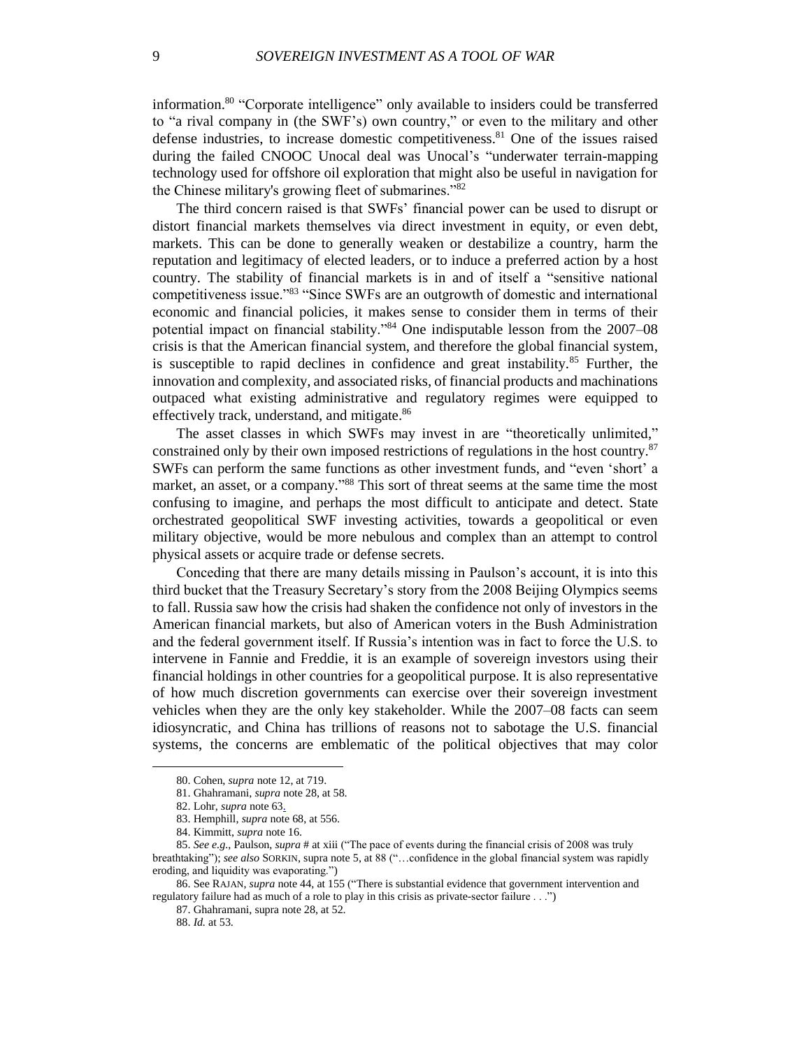information.[80] "Corporate intelligence" only available to insiders could be transferred to "a rival company in (the SWF's) own country," or even to the military and other defense industries, to increase domestic competitiveness.[81] One of the issues raised during the failed CNOOC Unocal deal was Unocal's "underwater terrain-mapping technology used for offshore oil exploration that might also be useful in navigation for the Chinese military's growing fleet of submarines."[82]

The third concern raised is that SWFs' financial power can be used to disrupt or distort financial markets themselves via direct investment in equity, or even debt, markets. This can be done to generally weaken or destabilize a country, harm the reputation and legitimacy of elected leaders, or to induce a preferred action by a host country. The stability of financial markets is in and of itself a "sensitive national competitiveness issue."[83] "Since SWFs are an outgrowth of domestic and international economic and financial policies, it makes sense to consider them in terms of their potential impact on financial stability."[84] One indisputable lesson from the 2007–08 crisis is that the American financial system, and therefore the global financial system, is susceptible to rapid declines in confidence and great instability.[85] Further, the innovation and complexity, and associated risks, of financial products and machinations outpaced what existing administrative and regulatory regimes were equipped to effectively track, understand, and mitigate.[86]

The asset classes in which SWFs may invest in are "theoretically unlimited," constrained only by their own imposed restrictions of regulations in the host country.[87] SWFs can perform the same functions as other investment funds, and "even 'short' a market, an asset, or a company."[88] This sort of threat seems at the same time the most confusing to imagine, and perhaps the most difficult to anticipate and detect. State orchestrated geopolitical SWF investing activities, towards a geopolitical or even military objective, would be more nebulous and complex than an attempt to control physical assets or acquire trade or defense secrets.

Conceding that there are many details missing in Paulson's account, it is into this third bucket that the Treasury Secretary's story from the 2008 Beijing Olympics seems to fall. Russia saw how the crisis had shaken the confidence not only of investors in the American financial markets, but also of American voters in the Bush Administration and the federal government itself. If Russia's intention was in fact to force the U.S. to intervene in Fannie and Freddie, it is an example of sovereign investors using their financial holdings in other countries for a geopolitical purpose. It is also representative of how much discretion governments can exercise over their sovereign investment vehicles when they are the only key stakeholder. While the 2007–08 facts can seem idiosyncratic, and China has trillions of reasons not to sabotage the U.S. financial systems, the concerns are emblematic of the political objectives that may color

80. Cohen, *supra* note 12, at 719.

81. Ghahramani, *supra* note 28, at 58.

82. Lohr, *supra* note 63.

83. Hemphill, *supra* note 68, at 556.

84. Kimmitt, *supra* note 16.

85. *See e.g.*, Paulson, *supra* # at xiii ("The pace of events during the financial crisis of 2008 was truly breathtaking"); *see also* SORKIN, supra note 5, at 88 ("…confidence in the global financial system was rapidly eroding, and liquidity was evaporating.")

86. See RAJAN, *supra* note 44, at 155 ("There is substantial evidence that government intervention and regulatory failure had as much of a role to play in this crisis as private-sector failure . . .")

87. Ghahramani, supra note 28, at 52.

88. *Id.* at 53.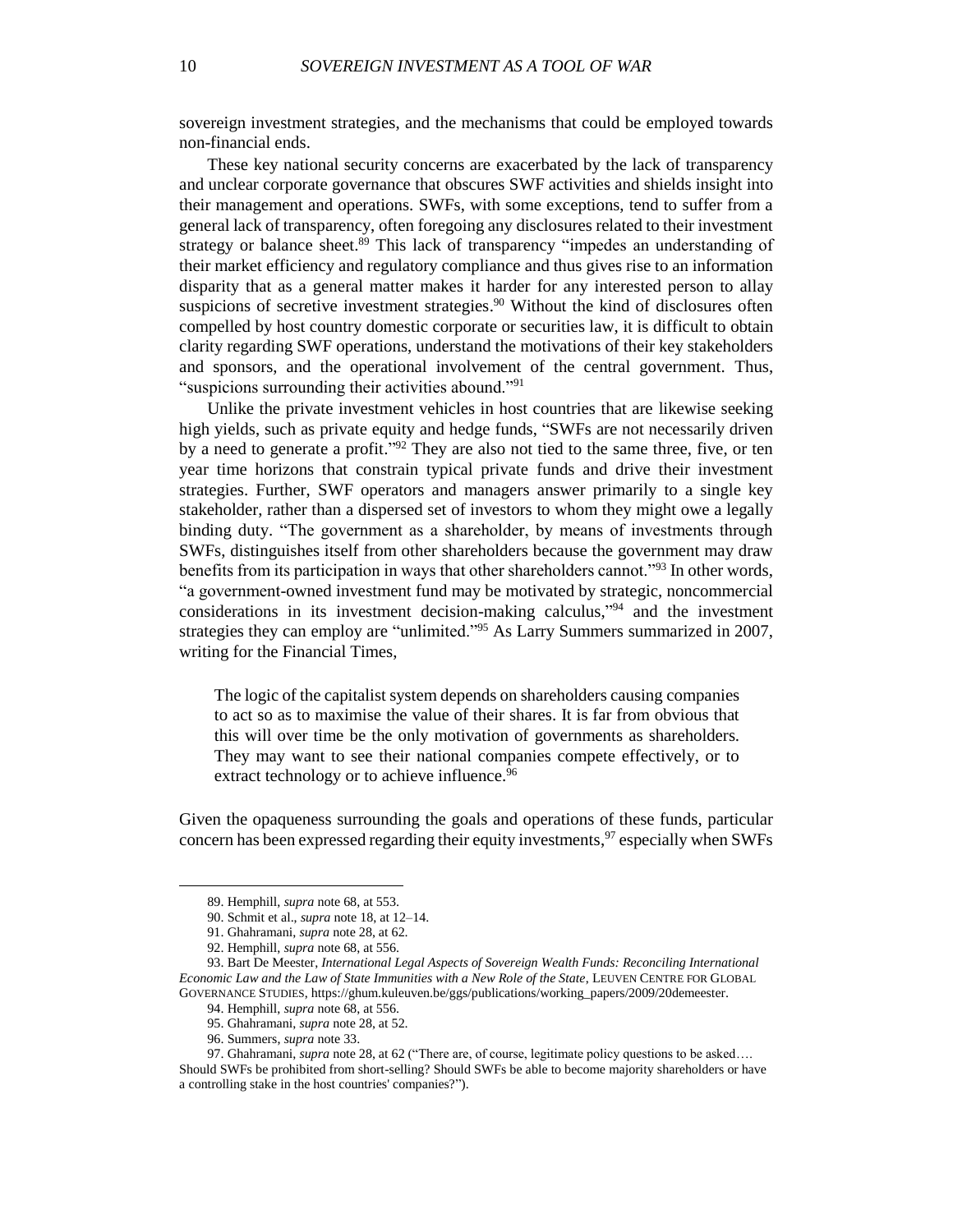sovereign investment strategies, and the mechanisms that could be employed towards non-financial ends.

These key national security concerns are exacerbated by the lack of transparency and unclear corporate governance that obscures SWF activities and shields insight into their management and operations. SWFs, with some exceptions, tend to suffer from a general lack of transparency, often foregoing any disclosures related to their investment strategy or balance sheet.[89] This lack of transparency "impedes an understanding of their market efficiency and regulatory compliance and thus gives rise to an information disparity that as a general matter makes it harder for any interested person to allay suspicions of secretive investment strategies.[90] Without the kind of disclosures often compelled by host country domestic corporate or securities law, it is difficult to obtain clarity regarding SWF operations, understand the motivations of their key stakeholders and sponsors, and the operational involvement of the central government. Thus, "suspicions surrounding their activities abound."[91]

Unlike the private investment vehicles in host countries that are likewise seeking high yields, such as private equity and hedge funds, "SWFs are not necessarily driven by a need to generate a profit."[92] They are also not tied to the same three, five, or ten year time horizons that constrain typical private funds and drive their investment strategies. Further, SWF operators and managers answer primarily to a single key stakeholder, rather than a dispersed set of investors to whom they might owe a legally binding duty. "The government as a shareholder, by means of investments through SWFs, distinguishes itself from other shareholders because the government may draw benefits from its participation in ways that other shareholders cannot."[93] In other words, "a government-owned investment fund may be motivated by strategic, noncommercial considerations in its investment decision-making calculus,"[94] and the investment strategies they can employ are "unlimited."[95] As Larry Summers summarized in 2007, writing for the Financial Times,

> The logic of the capitalist system depends on shareholders causing companies to act so as to maximise the value of their shares. It is far from obvious that this will over time be the only motivation of governments as shareholders. They may want to see their national companies compete effectively, or to extract technology or to achieve influence.[96]

Given the opaqueness surrounding the goals and operations of these funds, particular concern has been expressed regarding their equity investments,[97] especially when SWFs

---

89. Hemphill, *supra* note 68, at 553.

90. Schmit et al., *supra* note 18, at 12–14.

91. Ghahramani, *supra* note 28, at 62.

92. Hemphill, *supra* note 68, at 556.

93. Bart De Meester, *International Legal Aspects of Sovereign Wealth Funds: Reconciling International Economic Law and the Law of State Immunities with a New Role of the State*, LEUVEN CENTRE FOR GLOBAL GOVERNANCE STUDIES, https://ghum.kuleuven.be/ggs/publications/working_papers/2009/20demeester.

94. Hemphill, *supra* note 68, at 556.

95. Ghahramani, *supra* note 28, at 52.

96. Summers, *supra* note 33.

97. Ghahramani, *supra* note 28, at 62 ("There are, of course, legitimate policy questions to be asked…. Should SWFs be prohibited from short-selling? Should SWFs be able to become majority shareholders or have a controlling stake in the host countries' companies?").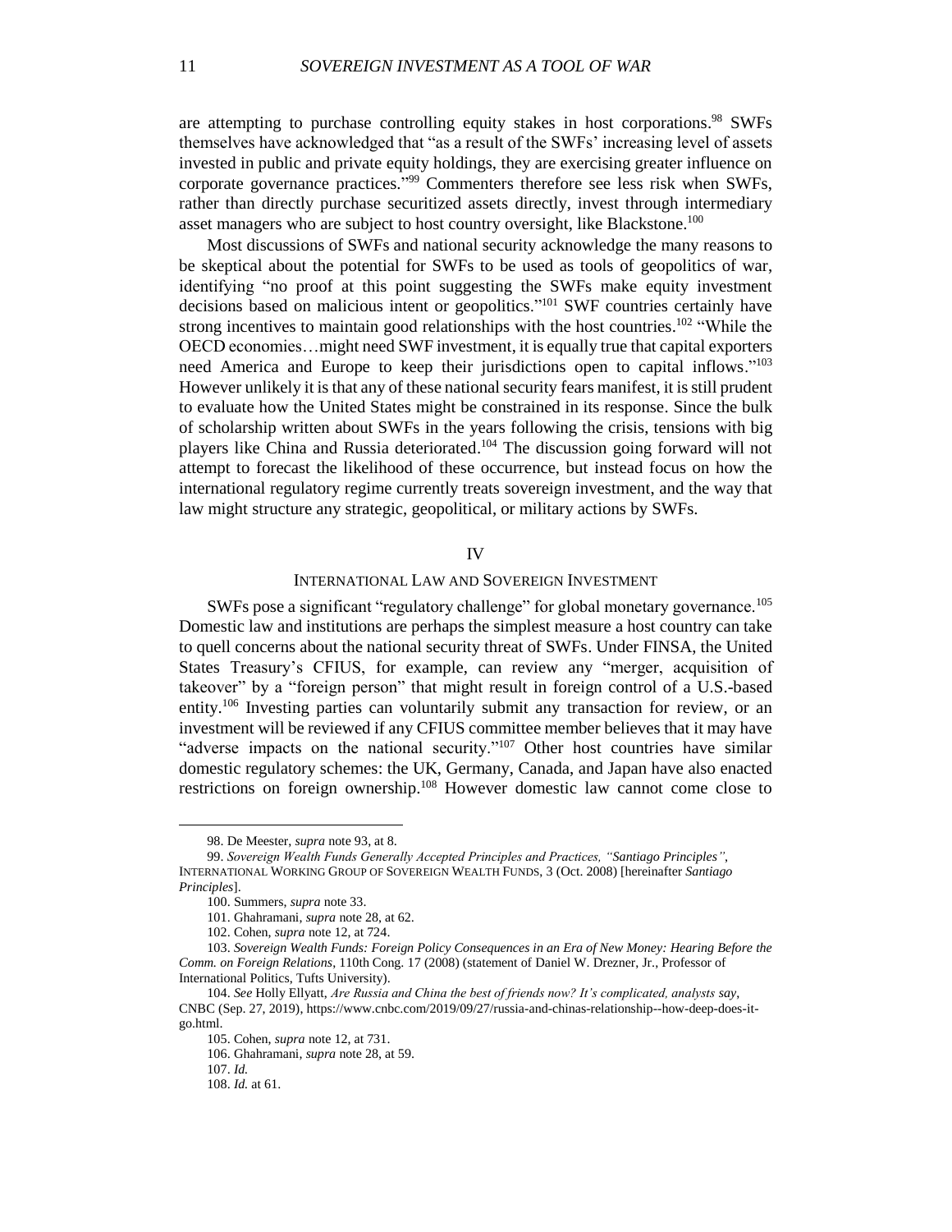are attempting to purchase controlling equity stakes in host corporations.[98] SWFs themselves have acknowledged that "as a result of the SWFs' increasing level of assets invested in public and private equity holdings, they are exercising greater influence on corporate governance practices."[99] Commenters therefore see less risk when SWFs, rather than directly purchase securitized assets directly, invest through intermediary asset managers who are subject to host country oversight, like Blackstone.[100]

Most discussions of SWFs and national security acknowledge the many reasons to be skeptical about the potential for SWFs to be used as tools of geopolitics of war, identifying "no proof at this point suggesting the SWFs make equity investment decisions based on malicious intent or geopolitics."[101] SWF countries certainly have strong incentives to maintain good relationships with the host countries.[102] "While the OECD economies…might need SWF investment, it is equally true that capital exporters need America and Europe to keep their jurisdictions open to capital inflows."[103] However unlikely it is that any of these national security fears manifest, it is still prudent to evaluate how the United States might be constrained in its response. Since the bulk of scholarship written about SWFs in the years following the crisis, tensions with big players like China and Russia deteriorated.[104] The discussion going forward will not attempt to forecast the likelihood of these occurrence, but instead focus on how the international regulatory regime currently treats sovereign investment, and the way that law might structure any strategic, geopolitical, or military actions by SWFs.

## IV

## INTERNATIONAL LAW AND SOVEREIGN INVESTMENT

SWFs pose a significant "regulatory challenge" for global monetary governance.[105] Domestic law and institutions are perhaps the simplest measure a host country can take to quell concerns about the national security threat of SWFs. Under FINSA, the United States Treasury's CFIUS, for example, can review any "merger, acquisition of takeover" by a "foreign person" that might result in foreign control of a U.S.-based entity.[106] Investing parties can voluntarily submit any transaction for review, or an investment will be reviewed if any CFIUS committee member believes that it may have "adverse impacts on the national security."[107] Other host countries have similar domestic regulatory schemes: the UK, Germany, Canada, and Japan have also enacted restrictions on foreign ownership.[108] However domestic law cannot come close to

98. De Meester, *supra* note 93, at 8.

99. *Sovereign Wealth Funds Generally Accepted Principles and Practices, "Santiago Principles"*, INTERNATIONAL WORKING GROUP OF SOVEREIGN WEALTH FUNDS, 3 (Oct. 2008) [hereinafter *Santiago Principles*].

100. Summers, *supra* note 33.

101. Ghahramani, *supra* note 28, at 62.

102. Cohen, *supra* note 12, at 724.

103. *Sovereign Wealth Funds: Foreign Policy Consequences in an Era of New Money: Hearing Before the Comm. on Foreign Relations*, 110th Cong. 17 (2008) (statement of Daniel W. Drezner, Jr., Professor of International Politics, Tufts University).

104. *See* Holly Ellyatt, *Are Russia and China the best of friends now? It's complicated, analysts say*, CNBC (Sep. 27, 2019), https://www.cnbc.com/2019/09/27/russia-and-chinas-relationship--how-deep-does-it-go.html.

105. Cohen, *supra* note 12, at 731.

106. Ghahramani, *supra* note 28, at 59.

107. *Id.*

108. *Id.* at 61.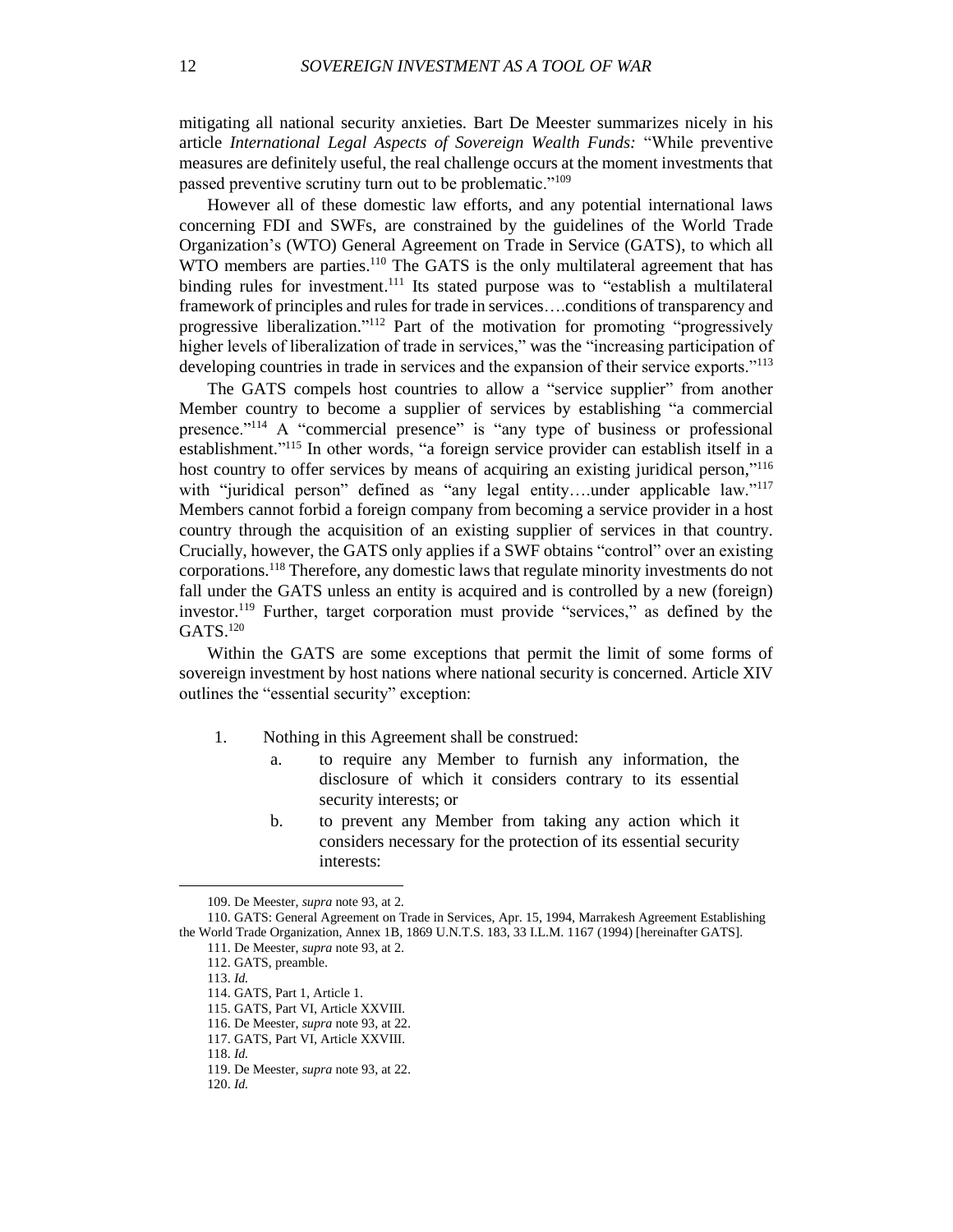mitigating all national security anxieties. Bart De Meester summarizes nicely in his article *International Legal Aspects of Sovereign Wealth Funds:* "While preventive measures are definitely useful, the real challenge occurs at the moment investments that passed preventive scrutiny turn out to be problematic."[109]

However all of these domestic law efforts, and any potential international laws concerning FDI and SWFs, are constrained by the guidelines of the World Trade Organization's (WTO) General Agreement on Trade in Service (GATS), to which all WTO members are parties.[110] The GATS is the only multilateral agreement that has binding rules for investment.[111] Its stated purpose was to "establish a multilateral framework of principles and rules for trade in services….conditions of transparency and progressive liberalization."[112] Part of the motivation for promoting "progressively higher levels of liberalization of trade in services," was the "increasing participation of developing countries in trade in services and the expansion of their service exports."[113]

The GATS compels host countries to allow a "service supplier" from another Member country to become a supplier of services by establishing "a commercial presence."[114] A "commercial presence" is "any type of business or professional establishment."[115] In other words, "a foreign service provider can establish itself in a host country to offer services by means of acquiring an existing juridical person,"[116] with "juridical person" defined as "any legal entity….under applicable law."[117] Members cannot forbid a foreign company from becoming a service provider in a host country through the acquisition of an existing supplier of services in that country. Crucially, however, the GATS only applies if a SWF obtains "control" over an existing corporations.[118] Therefore, any domestic laws that regulate minority investments do not fall under the GATS unless an entity is acquired and is controlled by a new (foreign) investor.[119] Further, target corporation must provide "services," as defined by the GATS.[120]

Within the GATS are some exceptions that permit the limit of some forms of sovereign investment by host nations where national security is concerned. Article XIV outlines the "essential security" exception:

1. Nothing in this Agreement shall be construed:
    a. to require any Member to furnish any information, the disclosure of which it considers contrary to its essential security interests; or
    b. to prevent any Member from taking any action which it considers necessary for the protection of its essential security interests:

---

109. De Meester, *supra* note 93, at 2.
110. GATS: General Agreement on Trade in Services, Apr. 15, 1994, Marrakesh Agreement Establishing the World Trade Organization, Annex 1B, 1869 U.N.T.S. 183, 33 I.L.M. 1167 (1994) [hereinafter GATS].
111. De Meester, *supra* note 93, at 2.
112. GATS, preamble.
113. *Id.*
114. GATS, Part 1, Article 1.
115. GATS, Part VI, Article XXVIII.
116. De Meester, *supra* note 93, at 22.
117. GATS, Part VI, Article XXVIII.
118. *Id.*
119. De Meester, *supra* note 93, at 22.
120. *Id.*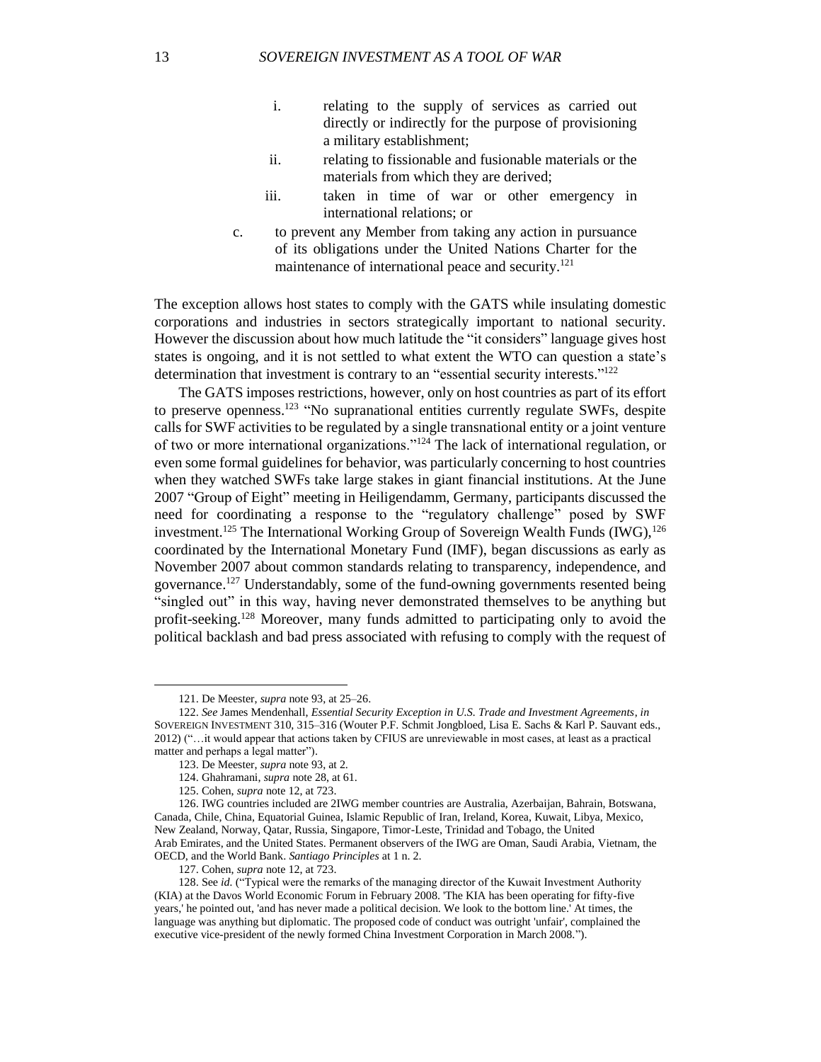i. relating to the supply of services as carried out directly or indirectly for the purpose of provisioning a military establishment;

ii. relating to fissionable and fusionable materials or the materials from which they are derived;

iii. taken in time of war or other emergency in international relations; or

c. to prevent any Member from taking any action in pursuance of its obligations under the United Nations Charter for the maintenance of international peace and security.[121]

The exception allows host states to comply with the GATS while insulating domestic corporations and industries in sectors strategically important to national security. However the discussion about how much latitude the "it considers" language gives host states is ongoing, and it is not settled to what extent the WTO can question a state's determination that investment is contrary to an "essential security interests."[122]

The GATS imposes restrictions, however, only on host countries as part of its effort to preserve openness.[123] "No supranational entities currently regulate SWFs, despite calls for SWF activities to be regulated by a single transnational entity or a joint venture of two or more international organizations."[124] The lack of international regulation, or even some formal guidelines for behavior, was particularly concerning to host countries when they watched SWFs take large stakes in giant financial institutions. At the June 2007 "Group of Eight" meeting in Heiligendamm, Germany, participants discussed the need for coordinating a response to the "regulatory challenge" posed by SWF investment.[125] The International Working Group of Sovereign Wealth Funds (IWG),[126] coordinated by the International Monetary Fund (IMF), began discussions as early as November 2007 about common standards relating to transparency, independence, and governance.[127] Understandably, some of the fund-owning governments resented being "singled out" in this way, having never demonstrated themselves to be anything but profit-seeking.[128] Moreover, many funds admitted to participating only to avoid the political backlash and bad press associated with refusing to comply with the request of

---

121. De Meester, *supra* note 93, at 25–26.

122. *See* James Mendenhall, *Essential Security Exception in U.S. Trade and Investment Agreements*, *in* SOVEREIGN INVESTMENT 310, 315–316 (Wouter P.F. Schmit Jongbloed, Lisa E. Sachs & Karl P. Sauvant eds., 2012) ("…it would appear that actions taken by CFIUS are unreviewable in most cases, at least as a practical matter and perhaps a legal matter").

123. De Meester, *supra* note 93, at 2.

124. Ghahramani, *supra* note 28, at 61.

125. Cohen, *supra* note 12, at 723.

126. IWG countries included are 2IWG member countries are Australia, Azerbaijan, Bahrain, Botswana, Canada, Chile, China, Equatorial Guinea, Islamic Republic of Iran, Ireland, Korea, Kuwait, Libya, Mexico, New Zealand, Norway, Qatar, Russia, Singapore, Timor-Leste, Trinidad and Tobago, the United Arab Emirates, and the United States. Permanent observers of the IWG are Oman, Saudi Arabia, Vietnam, the OECD, and the World Bank. *Santiago Principles* at 1 n. 2.

127. Cohen, *supra* note 12, at 723.

128. See *id.* ("Typical were the remarks of the managing director of the Kuwait Investment Authority (KIA) at the Davos World Economic Forum in February 2008. 'The KIA has been operating for fifty-five years,' he pointed out, 'and has never made a political decision. We look to the bottom line.' At times, the language was anything but diplomatic. The proposed code of conduct was outright 'unfair', complained the executive vice-president of the newly formed China Investment Corporation in March 2008.").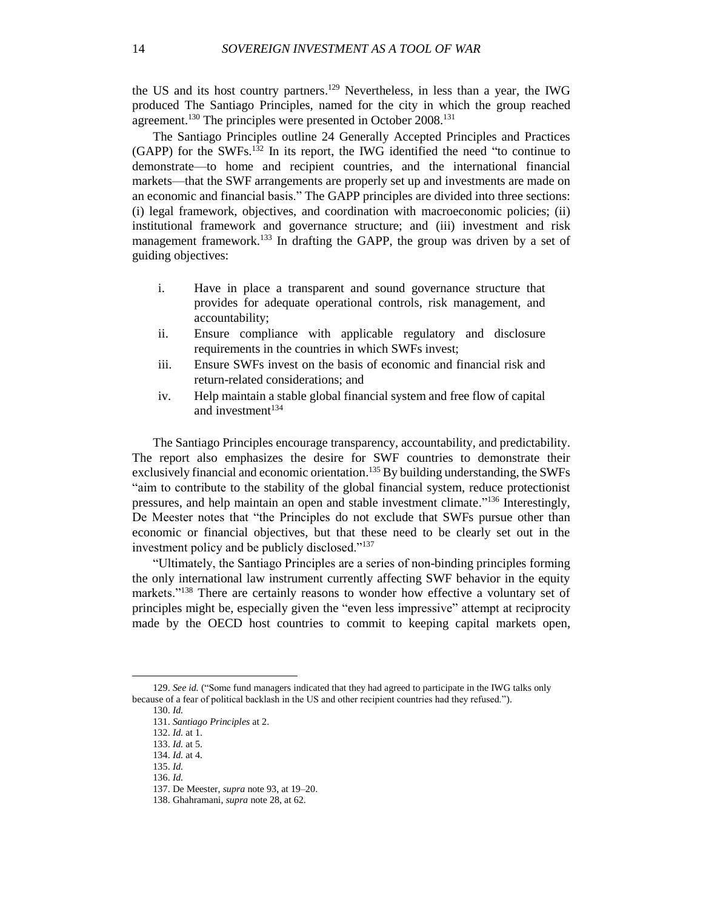the US and its host country partners.[129] Nevertheless, in less than a year, the IWG produced The Santiago Principles, named for the city in which the group reached agreement.[130] The principles were presented in October 2008.[131]

The Santiago Principles outline 24 Generally Accepted Principles and Practices (GAPP) for the SWFs.[132] In its report, the IWG identified the need "to continue to demonstrate—to home and recipient countries, and the international financial markets—that the SWF arrangements are properly set up and investments are made on an economic and financial basis." The GAPP principles are divided into three sections: (i) legal framework, objectives, and coordination with macroeconomic policies; (ii) institutional framework and governance structure; and (iii) investment and risk management framework.[133] In drafting the GAPP, the group was driven by a set of guiding objectives:

i. Have in place a transparent and sound governance structure that provides for adequate operational controls, risk management, and accountability;
ii. Ensure compliance with applicable regulatory and disclosure requirements in the countries in which SWFs invest;
iii. Ensure SWFs invest on the basis of economic and financial risk and return-related considerations; and
iv. Help maintain a stable global financial system and free flow of capital and investment[134]

The Santiago Principles encourage transparency, accountability, and predictability. The report also emphasizes the desire for SWF countries to demonstrate their exclusively financial and economic orientation.[135] By building understanding, the SWFs "aim to contribute to the stability of the global financial system, reduce protectionist pressures, and help maintain an open and stable investment climate."[136] Interestingly, De Meester notes that "the Principles do not exclude that SWFs pursue other than economic or financial objectives, but that these need to be clearly set out in the investment policy and be publicly disclosed."[137]

"Ultimately, the Santiago Principles are a series of non-binding principles forming the only international law instrument currently affecting SWF behavior in the equity markets."[138] There are certainly reasons to wonder how effective a voluntary set of principles might be, especially given the "even less impressive" attempt at reciprocity made by the OECD host countries to commit to keeping capital markets open,

---

129. *See id.* ("Some fund managers indicated that they had agreed to participate in the IWG talks only because of a fear of political backlash in the US and other recipient countries had they refused.").

130. *Id.*

131. *Santiago Principles* at 2.

132. *Id.* at 1.

133. *Id.* at 5.

134. *Id.* at 4.

135. *Id.*

136. *Id.*

137. De Meester, *supra* note 93, at 19–20.

138. Ghahramani, *supra* note 28, at 62.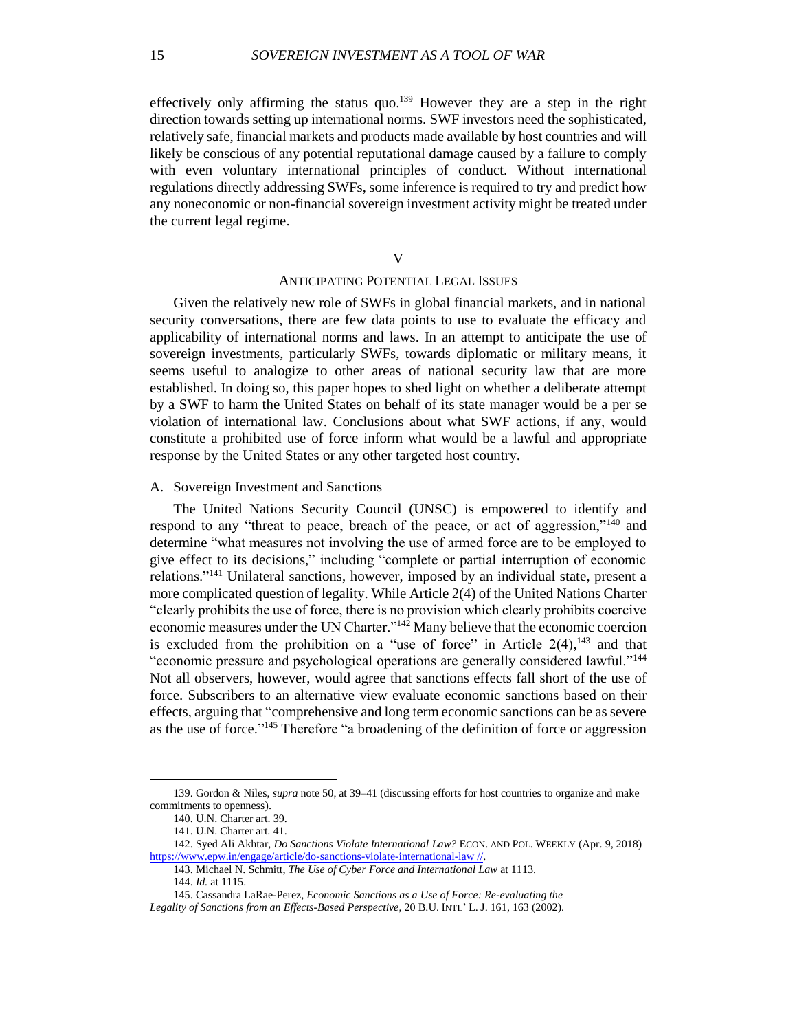effectively only affirming the status quo.[139] However they are a step in the right direction towards setting up international norms. SWF investors need the sophisticated, relatively safe, financial markets and products made available by host countries and will likely be conscious of any potential reputational damage caused by a failure to comply with even voluntary international principles of conduct. Without international regulations directly addressing SWFs, some inference is required to try and predict how any noneconomic or non-financial sovereign investment activity might be treated under the current legal regime.

## V

## ANTICIPATING POTENTIAL LEGAL ISSUES

Given the relatively new role of SWFs in global financial markets, and in national security conversations, there are few data points to use to evaluate the efficacy and applicability of international norms and laws. In an attempt to anticipate the use of sovereign investments, particularly SWFs, towards diplomatic or military means, it seems useful to analogize to other areas of national security law that are more established. In doing so, this paper hopes to shed light on whether a deliberate attempt by a SWF to harm the United States on behalf of its state manager would be a per se violation of international law. Conclusions about what SWF actions, if any, would constitute a prohibited use of force inform what would be a lawful and appropriate response by the United States or any other targeted host country.

### A. Sovereign Investment and Sanctions

The United Nations Security Council (UNSC) is empowered to identify and respond to any "threat to peace, breach of the peace, or act of aggression,"[140] and determine "what measures not involving the use of armed force are to be employed to give effect to its decisions," including "complete or partial interruption of economic relations."[141] Unilateral sanctions, however, imposed by an individual state, present a more complicated question of legality. While Article 2(4) of the United Nations Charter "clearly prohibits the use of force, there is no provision which clearly prohibits coercive economic measures under the UN Charter."[142] Many believe that the economic coercion is excluded from the prohibition on a "use of force" in Article 2(4),[143] and that "economic pressure and psychological operations are generally considered lawful."[144] Not all observers, however, would agree that sanctions effects fall short of the use of force. Subscribers to an alternative view evaluate economic sanctions based on their effects, arguing that "comprehensive and long term economic sanctions can be as severe as the use of force."[145] Therefore "a broadening of the definition of force or aggression

---

139. Gordon & Niles, *supra* note 50, at 39–41 (discussing efforts for host countries to organize and make commitments to openness).

140. U.N. Charter art. 39.

141. U.N. Charter art. 41.

142. Syed Ali Akhtar, *Do Sanctions Violate International Law?* ECON. AND POL. WEEKLY (Apr. 9, 2018) https://www.epw.in/engage/article/do-sanctions-violate-international-law //.

143. Michael N. Schmitt, *The Use of Cyber Force and International Law* at 1113.

144. *Id.* at 1115.

145. Cassandra LaRae-Perez, *Economic Sanctions as a Use of Force: Re-evaluating the Legality of Sanctions from an Effects-Based Perspective*, 20 B.U. INTL' L. J. 161, 163 (2002).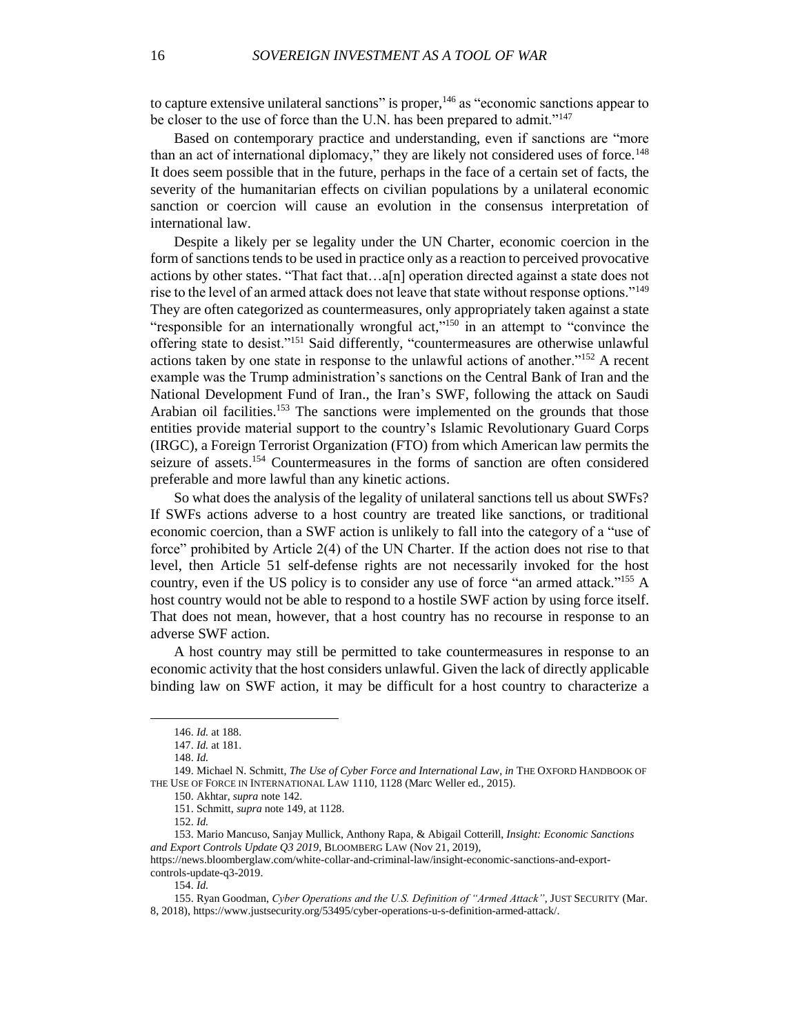to capture extensive unilateral sanctions" is proper,[146] as "economic sanctions appear to be closer to the use of force than the U.N. has been prepared to admit."[147]

Based on contemporary practice and understanding, even if sanctions are "more than an act of international diplomacy," they are likely not considered uses of force.[148] It does seem possible that in the future, perhaps in the face of a certain set of facts, the severity of the humanitarian effects on civilian populations by a unilateral economic sanction or coercion will cause an evolution in the consensus interpretation of international law.

Despite a likely per se legality under the UN Charter, economic coercion in the form of sanctions tends to be used in practice only as a reaction to perceived provocative actions by other states. "That fact that…a[n] operation directed against a state does not rise to the level of an armed attack does not leave that state without response options."[149] They are often categorized as countermeasures, only appropriately taken against a state "responsible for an internationally wrongful act,"[150] in an attempt to "convince the offering state to desist."[151] Said differently, "countermeasures are otherwise unlawful actions taken by one state in response to the unlawful actions of another."[152] A recent example was the Trump administration's sanctions on the Central Bank of Iran and the National Development Fund of Iran., the Iran's SWF, following the attack on Saudi Arabian oil facilities.[153] The sanctions were implemented on the grounds that those entities provide material support to the country's Islamic Revolutionary Guard Corps (IRGC), a Foreign Terrorist Organization (FTO) from which American law permits the seizure of assets.[154] Countermeasures in the forms of sanction are often considered preferable and more lawful than any kinetic actions.

So what does the analysis of the legality of unilateral sanctions tell us about SWFs? If SWFs actions adverse to a host country are treated like sanctions, or traditional economic coercion, than a SWF action is unlikely to fall into the category of a "use of force" prohibited by Article 2(4) of the UN Charter. If the action does not rise to that level, then Article 51 self-defense rights are not necessarily invoked for the host country, even if the US policy is to consider any use of force "an armed attack."[155] A host country would not be able to respond to a hostile SWF action by using force itself. That does not mean, however, that a host country has no recourse in response to an adverse SWF action.

A host country may still be permitted to take countermeasures in response to an economic activity that the host considers unlawful. Given the lack of directly applicable binding law on SWF action, it may be difficult for a host country to characterize a

---

146. *Id.* at 188.

147. *Id.* at 181.

148. *Id.*

149. Michael N. Schmitt, *The Use of Cyber Force and International Law*, *in* THE OXFORD HANDBOOK OF THE USE OF FORCE IN INTERNATIONAL LAW 1110, 1128 (Marc Weller ed., 2015).

150. Akhtar, *supra* note 142.

151. Schmitt, *supra* note 149, at 1128.

152. *Id.*

153. Mario Mancuso, Sanjay Mullick, Anthony Rapa, & Abigail Cotterill, *Insight: Economic Sanctions and Export Controls Update Q3 2019*, BLOOMBERG LAW (Nov 21, 2019), https://news.bloomberglaw.com/white-collar-and-criminal-law/insight-economic-sanctions-and-export-controls-update-q3-2019.

154. *Id.*

155. Ryan Goodman, *Cyber Operations and the U.S. Definition of "Armed Attack"*, JUST SECURITY (Mar. 8, 2018), https://www.justsecurity.org/53495/cyber-operations-u-s-definition-armed-attack/.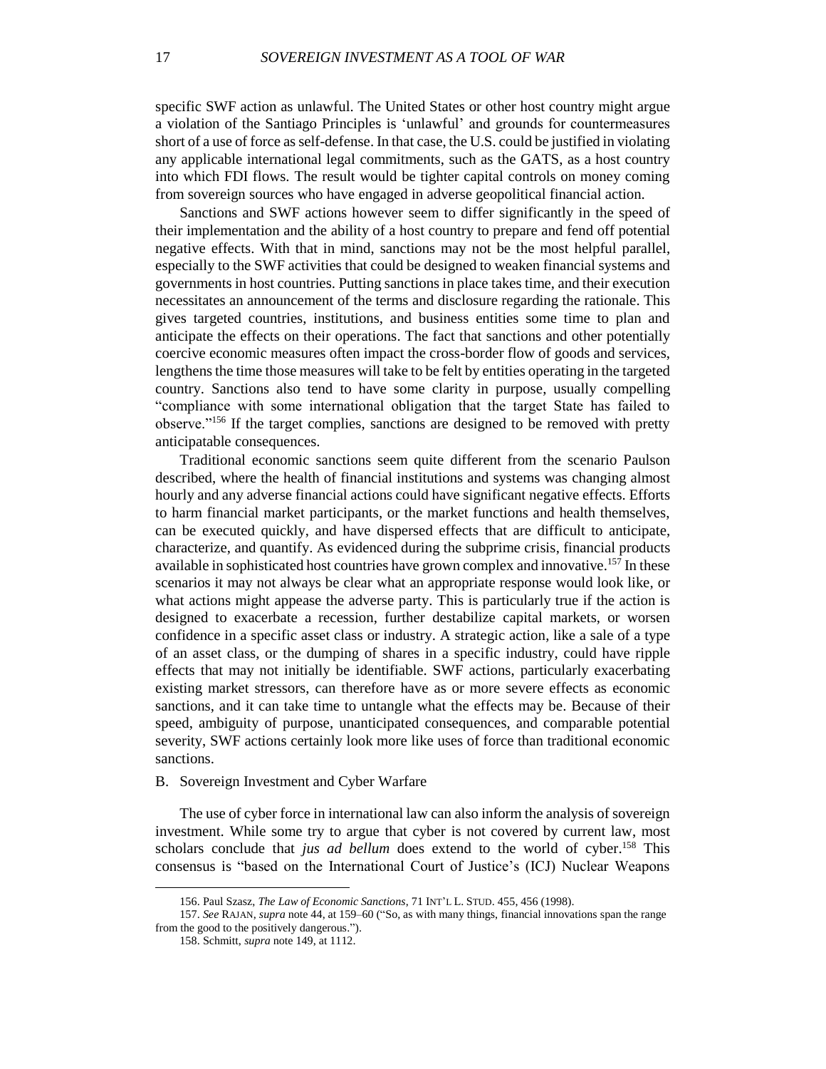specific SWF action as unlawful. The United States or other host country might argue a violation of the Santiago Principles is 'unlawful' and grounds for countermeasures short of a use of force as self-defense. In that case, the U.S. could be justified in violating any applicable international legal commitments, such as the GATS, as a host country into which FDI flows. The result would be tighter capital controls on money coming from sovereign sources who have engaged in adverse geopolitical financial action.

Sanctions and SWF actions however seem to differ significantly in the speed of their implementation and the ability of a host country to prepare and fend off potential negative effects. With that in mind, sanctions may not be the most helpful parallel, especially to the SWF activities that could be designed to weaken financial systems and governments in host countries. Putting sanctions in place takes time, and their execution necessitates an announcement of the terms and disclosure regarding the rationale. This gives targeted countries, institutions, and business entities some time to plan and anticipate the effects on their operations. The fact that sanctions and other potentially coercive economic measures often impact the cross-border flow of goods and services, lengthens the time those measures will take to be felt by entities operating in the targeted country. Sanctions also tend to have some clarity in purpose, usually compelling "compliance with some international obligation that the target State has failed to observe."[156] If the target complies, sanctions are designed to be removed with pretty anticipatable consequences.

Traditional economic sanctions seem quite different from the scenario Paulson described, where the health of financial institutions and systems was changing almost hourly and any adverse financial actions could have significant negative effects. Efforts to harm financial market participants, or the market functions and health themselves, can be executed quickly, and have dispersed effects that are difficult to anticipate, characterize, and quantify. As evidenced during the subprime crisis, financial products available in sophisticated host countries have grown complex and innovative.[157] In these scenarios it may not always be clear what an appropriate response would look like, or what actions might appease the adverse party. This is particularly true if the action is designed to exacerbate a recession, further destabilize capital markets, or worsen confidence in a specific asset class or industry. A strategic action, like a sale of a type of an asset class, or the dumping of shares in a specific industry, could have ripple effects that may not initially be identifiable. SWF actions, particularly exacerbating existing market stressors, can therefore have as or more severe effects as economic sanctions, and it can take time to untangle what the effects may be. Because of their speed, ambiguity of purpose, unanticipated consequences, and comparable potential severity, SWF actions certainly look more like uses of force than traditional economic sanctions.

### B. Sovereign Investment and Cyber Warfare

The use of cyber force in international law can also inform the analysis of sovereign investment. While some try to argue that cyber is not covered by current law, most scholars conclude that *jus ad bellum* does extend to the world of cyber.[158] This consensus is "based on the International Court of Justice's (ICJ) Nuclear Weapons

---

156. Paul Szasz, *The Law of Economic Sanctions*, 71 INT'L L. STUD. 455, 456 (1998).

157. *See* RAJAN, *supra* note 44, at 159–60 ("So, as with many things, financial innovations span the range from the good to the positively dangerous.").

158. Schmitt, *supra* note 149, at 1112.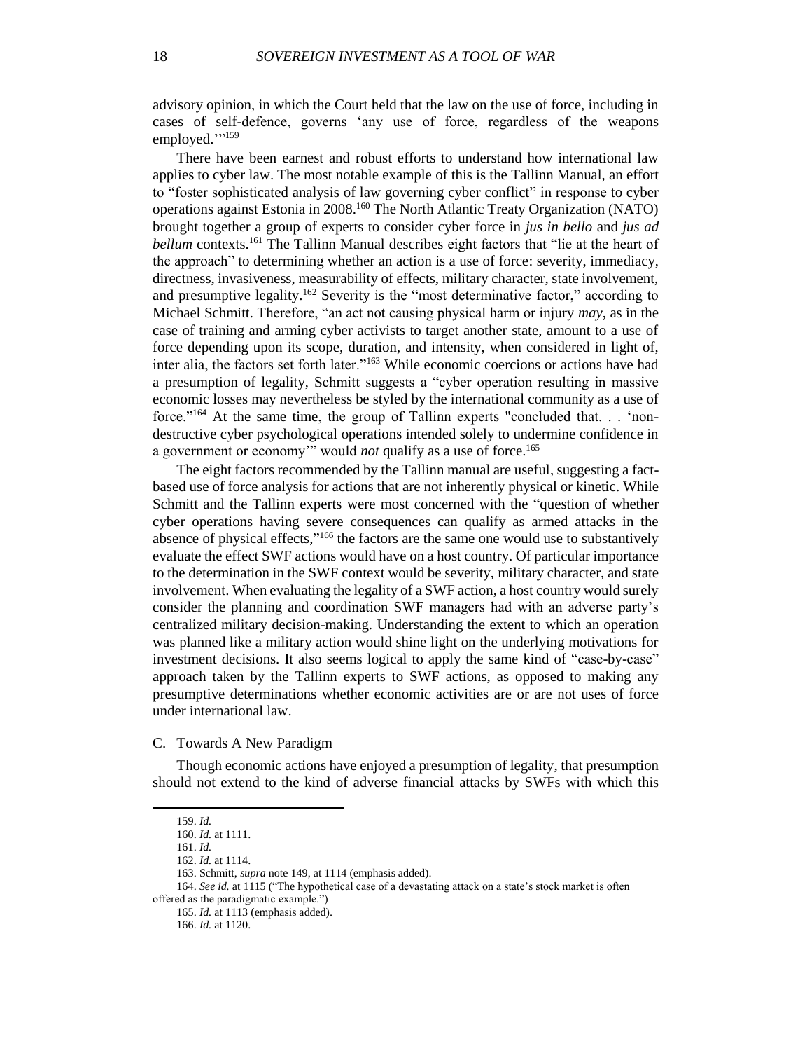advisory opinion, in which the Court held that the law on the use of force, including in cases of self-defence, governs 'any use of force, regardless of the weapons employed.'"[159]

There have been earnest and robust efforts to understand how international law applies to cyber law. The most notable example of this is the Tallinn Manual, an effort to "foster sophisticated analysis of law governing cyber conflict" in response to cyber operations against Estonia in 2008.[160] The North Atlantic Treaty Organization (NATO) brought together a group of experts to consider cyber force in *jus in bello* and *jus ad bellum* contexts.[161] The Tallinn Manual describes eight factors that "lie at the heart of the approach" to determining whether an action is a use of force: severity, immediacy, directness, invasiveness, measurability of effects, military character, state involvement, and presumptive legality.[162] Severity is the "most determinative factor," according to Michael Schmitt. Therefore, "an act not causing physical harm or injury *may*, as in the case of training and arming cyber activists to target another state, amount to a use of force depending upon its scope, duration, and intensity, when considered in light of, inter alia, the factors set forth later."[163] While economic coercions or actions have had a presumption of legality, Schmitt suggests a "cyber operation resulting in massive economic losses may nevertheless be styled by the international community as a use of force."[164] At the same time, the group of Tallinn experts "concluded that. . . 'non-destructive cyber psychological operations intended solely to undermine confidence in a government or economy'" would *not* qualify as a use of force.[165]

The eight factors recommended by the Tallinn manual are useful, suggesting a fact-based use of force analysis for actions that are not inherently physical or kinetic. While Schmitt and the Tallinn experts were most concerned with the "question of whether cyber operations having severe consequences can qualify as armed attacks in the absence of physical effects,"[166] the factors are the same one would use to substantively evaluate the effect SWF actions would have on a host country. Of particular importance to the determination in the SWF context would be severity, military character, and state involvement. When evaluating the legality of a SWF action, a host country would surely consider the planning and coordination SWF managers had with an adverse party's centralized military decision-making. Understanding the extent to which an operation was planned like a military action would shine light on the underlying motivations for investment decisions. It also seems logical to apply the same kind of "case-by-case" approach taken by the Tallinn experts to SWF actions, as opposed to making any presumptive determinations whether economic activities are or are not uses of force under international law.

### C. Towards A New Paradigm

Though economic actions have enjoyed a presumption of legality, that presumption should not extend to the kind of adverse financial attacks by SWFs with which this

---

159. *Id.*

160. *Id.* at 1111.

161. *Id.*

162. *Id.* at 1114.

163. Schmitt, *supra* note 149, at 1114 (emphasis added).

164. *See id.* at 1115 ("The hypothetical case of a devastating attack on a state's stock market is often offered as the paradigmatic example.")

165. *Id.* at 1113 (emphasis added).

166. *Id.* at 1120.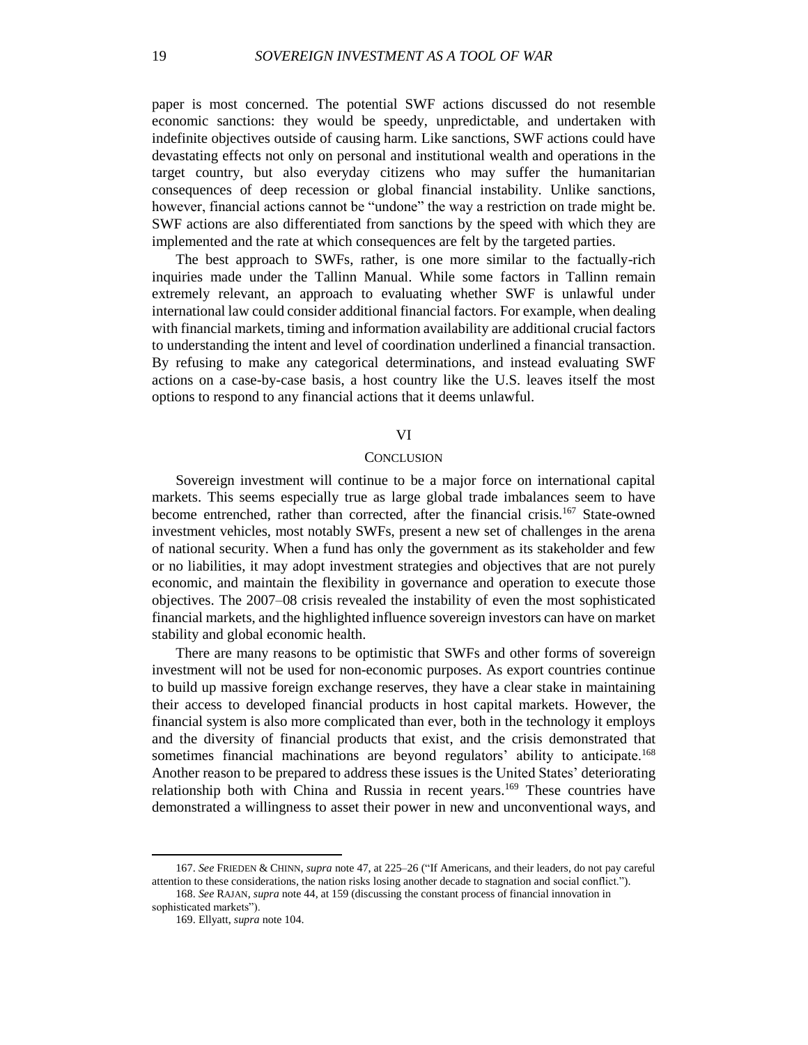paper is most concerned. The potential SWF actions discussed do not resemble economic sanctions: they would be speedy, unpredictable, and undertaken with indefinite objectives outside of causing harm. Like sanctions, SWF actions could have devastating effects not only on personal and institutional wealth and operations in the target country, but also everyday citizens who may suffer the humanitarian consequences of deep recession or global financial instability. Unlike sanctions, however, financial actions cannot be "undone" the way a restriction on trade might be. SWF actions are also differentiated from sanctions by the speed with which they are implemented and the rate at which consequences are felt by the targeted parties.

The best approach to SWFs, rather, is one more similar to the factually-rich inquiries made under the Tallinn Manual. While some factors in Tallinn remain extremely relevant, an approach to evaluating whether SWF is unlawful under international law could consider additional financial factors. For example, when dealing with financial markets, timing and information availability are additional crucial factors to understanding the intent and level of coordination underlined a financial transaction. By refusing to make any categorical determinations, and instead evaluating SWF actions on a case-by-case basis, a host country like the U.S. leaves itself the most options to respond to any financial actions that it deems unlawful.

## VI

## CONCLUSION

Sovereign investment will continue to be a major force on international capital markets. This seems especially true as large global trade imbalances seem to have become entrenched, rather than corrected, after the financial crisis.[167] State-owned investment vehicles, most notably SWFs, present a new set of challenges in the arena of national security. When a fund has only the government as its stakeholder and few or no liabilities, it may adopt investment strategies and objectives that are not purely economic, and maintain the flexibility in governance and operation to execute those objectives. The 2007–08 crisis revealed the instability of even the most sophisticated financial markets, and the highlighted influence sovereign investors can have on market stability and global economic health.

There are many reasons to be optimistic that SWFs and other forms of sovereign investment will not be used for non-economic purposes. As export countries continue to build up massive foreign exchange reserves, they have a clear stake in maintaining their access to developed financial products in host capital markets. However, the financial system is also more complicated than ever, both in the technology it employs and the diversity of financial products that exist, and the crisis demonstrated that sometimes financial machinations are beyond regulators' ability to anticipate.[168] Another reason to be prepared to address these issues is the United States' deteriorating relationship both with China and Russia in recent years.[169] These countries have demonstrated a willingness to asset their power in new and unconventional ways, and

---

167. *See* FRIEDEN & CHINN, *supra* note 47, at 225–26 ("If Americans, and their leaders, do not pay careful attention to these considerations, the nation risks losing another decade to stagnation and social conflict.").

168. *See* RAJAN, *supra* note 44, at 159 (discussing the constant process of financial innovation in sophisticated markets").

169. Ellyatt, *supra* note 104.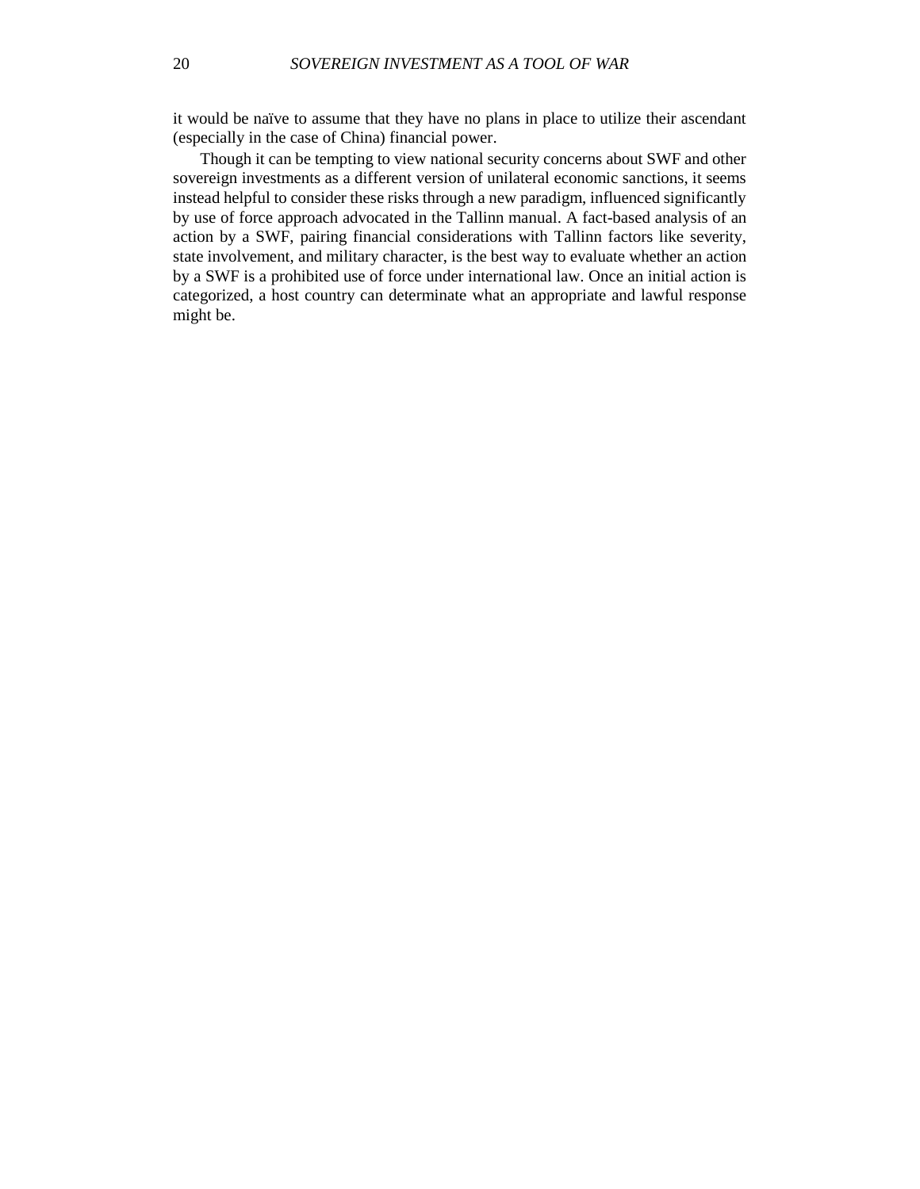it would be naïve to assume that they have no plans in place to utilize their ascendant (especially in the case of China) financial power.

Though it can be tempting to view national security concerns about SWF and other sovereign investments as a different version of unilateral economic sanctions, it seems instead helpful to consider these risks through a new paradigm, influenced significantly by use of force approach advocated in the Tallinn manual. A fact-based analysis of an action by a SWF, pairing financial considerations with Tallinn factors like severity, state involvement, and military character, is the best way to evaluate whether an action by a SWF is a prohibited use of force under international law. Once an initial action is categorized, a host country can determinate what an appropriate and lawful response might be.